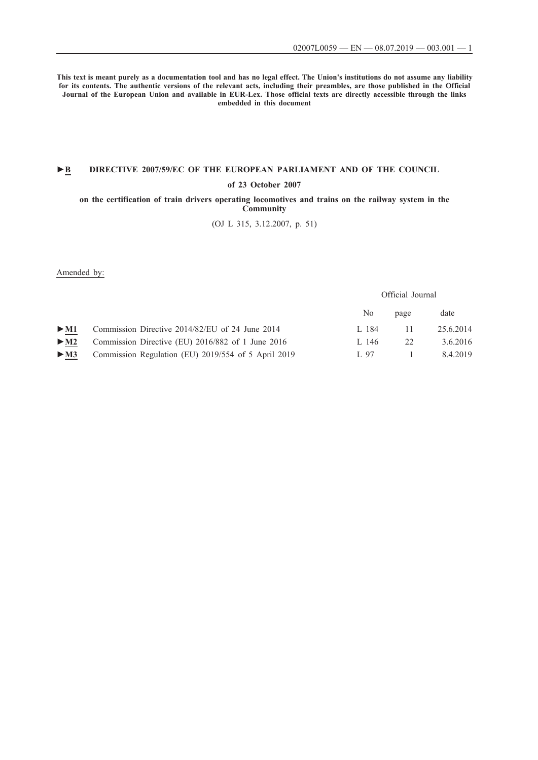**This text is meant purely as a documentation tool and has no legal effect. The Union's institutions do not assume any liability for its contents. The authentic versions of the relevant acts, including their preambles, are those published in the Official Journal of the European Union and available in EUR-Lex. Those official texts are directly accessible through the links embedded in this document**

# ►B DIRECTIVE 2007/59/EC OF THE EUROPEAN PARLIAMENT AND OF THE COUNCIL

**of 23 October 2007**

**on the certification of train drivers operating locomotives and trains on the railway system in the Community**

(OJ L 315, 3.12.2007, p. 51)

Amended by:

| | | Official Journal | | |
|---|---|---|---|---|
| | | No | page | date |
| ►M1 | Commission Directive 2014/82/EU of 24 June 2014 | L 184 | 11 | 25.6.2014 |
| ►M2 | Commission Directive (EU) 2016/882 of 1 June 2016 | L 146 | 22 | 3.6.2016 |
| ►M3 | Commission Regulation (EU) 2019/554 of 5 April 2019 | L 97 | 1 | 8.4.2019 |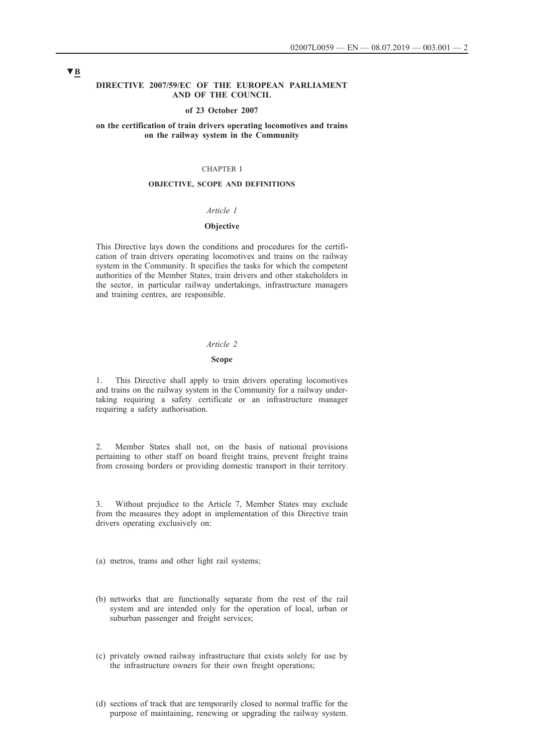▼B

**DIRECTIVE 2007/59/EC OF THE EUROPEAN PARLIAMENT AND OF THE COUNCIL**

**of 23 October 2007**

**on the certification of train drivers operating locomotives and trains on the railway system in the Community**

CHAPTER I

**OBJECTIVE, SCOPE AND DEFINITIONS**

*Article 1*

**Objective**

This Directive lays down the conditions and procedures for the certification of train drivers operating locomotives and trains on the railway system in the Community. It specifies the tasks for which the competent authorities of the Member States, train drivers and other stakeholders in the sector, in particular railway undertakings, infrastructure managers and training centres, are responsible.

*Article 2*

**Scope**

1. This Directive shall apply to train drivers operating locomotives and trains on the railway system in the Community for a railway undertaking requiring a safety certificate or an infrastructure manager requiring a safety authorisation.

2. Member States shall not, on the basis of national provisions pertaining to other staff on board freight trains, prevent freight trains from crossing borders or providing domestic transport in their territory.

3. Without prejudice to the Article 7, Member States may exclude from the measures they adopt in implementation of this Directive train drivers operating exclusively on:

(a) metros, trams and other light rail systems;

(b) networks that are functionally separate from the rest of the rail system and are intended only for the operation of local, urban or suburban passenger and freight services;

(c) privately owned railway infrastructure that exists solely for use by the infrastructure owners for their own freight operations;

(d) sections of track that are temporarily closed to normal traffic for the purpose of maintaining, renewing or upgrading the railway system.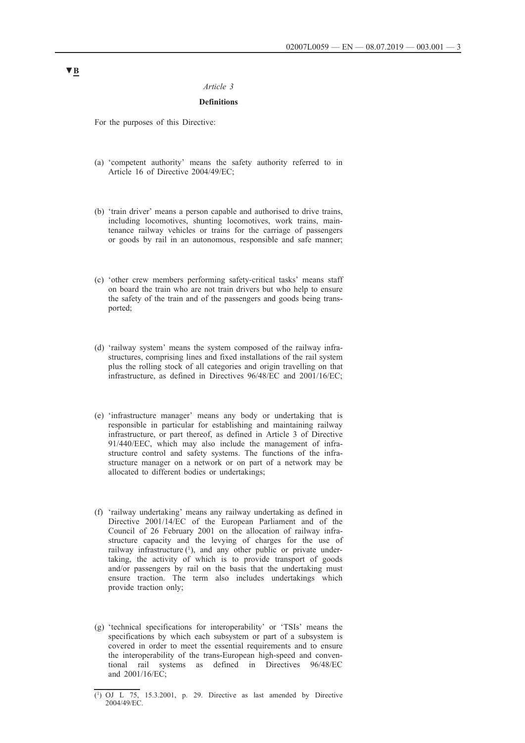▼B

*Article 3*

**Definitions**

For the purposes of this Directive:

(a) 'competent authority' means the safety authority referred to in Article 16 of Directive 2004/49/EC;

(b) 'train driver' means a person capable and authorised to drive trains, including locomotives, shunting locomotives, work trains, maintenance railway vehicles or trains for the carriage of passengers or goods by rail in an autonomous, responsible and safe manner;

(c) 'other crew members performing safety-critical tasks' means staff on board the train who are not train drivers but who help to ensure the safety of the train and of the passengers and goods being transported;

(d) 'railway system' means the system composed of the railway infrastructures, comprising lines and fixed installations of the rail system plus the rolling stock of all categories and origin travelling on that infrastructure, as defined in Directives 96/48/EC and 2001/16/EC;

(e) 'infrastructure manager' means any body or undertaking that is responsible in particular for establishing and maintaining railway infrastructure, or part thereof, as defined in Article 3 of Directive 91/440/EEC, which may also include the management of infrastructure control and safety systems. The functions of the infrastructure manager on a network or on part of a network may be allocated to different bodies or undertakings;

(f) 'railway undertaking' means any railway undertaking as defined in Directive 2001/14/EC of the European Parliament and of the Council of 26 February 2001 on the allocation of railway infrastructure capacity and the levying of charges for the use of railway infrastructure [1], and any other public or private undertaking, the activity of which is to provide transport of goods and/or passengers by rail on the basis that the undertaking must ensure traction. The term also includes undertakings which provide traction only;

(g) 'technical specifications for interoperability' or 'TSIs' means the specifications by which each subsystem or part of a subsystem is covered in order to meet the essential requirements and to ensure the interoperability of the trans-European high-speed and conventional rail systems as defined in Directives 96/48/EC and 2001/16/EC;

---

[1] OJ L 75, 15.3.2001, p. 29. Directive as last amended by Directive 2004/49/EC.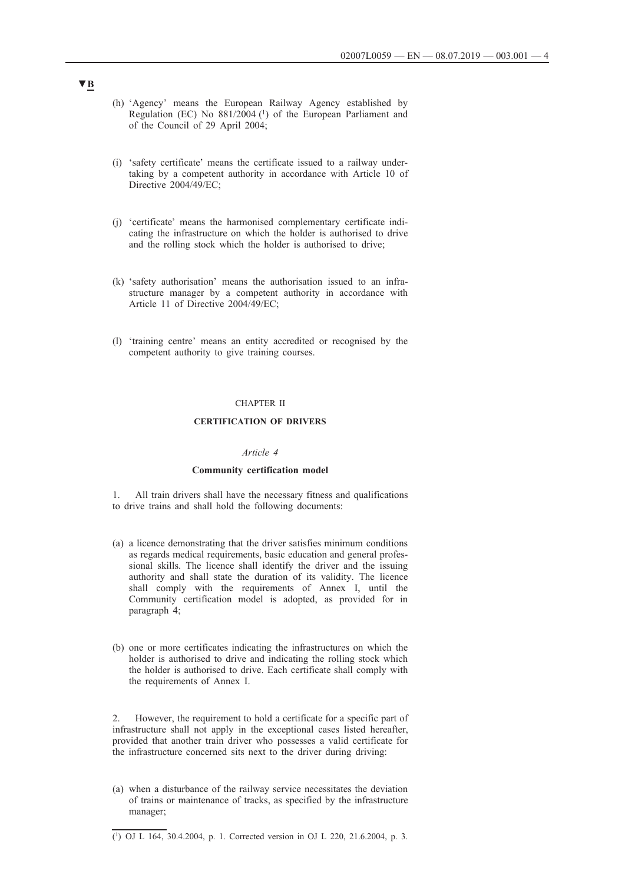▼B

(h) 'Agency' means the European Railway Agency established by Regulation (EC) No 881/2004 [1] of the European Parliament and of the Council of 29 April 2004;

(i) 'safety certificate' means the certificate issued to a railway undertaking by a competent authority in accordance with Article 10 of Directive 2004/49/EC;

(j) 'certificate' means the harmonised complementary certificate indicating the infrastructure on which the holder is authorised to drive and the rolling stock which the holder is authorised to drive;

(k) 'safety authorisation' means the authorisation issued to an infrastructure manager by a competent authority in accordance with Article 11 of Directive 2004/49/EC;

(l) 'training centre' means an entity accredited or recognised by the competent authority to give training courses.

CHAPTER II

**CERTIFICATION OF DRIVERS**

*Article 4*

**Community certification model**

1. All train drivers shall have the necessary fitness and qualifications to drive trains and shall hold the following documents:

(a) a licence demonstrating that the driver satisfies minimum conditions as regards medical requirements, basic education and general professional skills. The licence shall identify the driver and the issuing authority and shall state the duration of its validity. The licence shall comply with the requirements of Annex I, until the Community certification model is adopted, as provided for in paragraph 4;

(b) one or more certificates indicating the infrastructures on which the holder is authorised to drive and indicating the rolling stock which the holder is authorised to drive. Each certificate shall comply with the requirements of Annex I.

2. However, the requirement to hold a certificate for a specific part of infrastructure shall not apply in the exceptional cases listed hereafter, provided that another train driver who possesses a valid certificate for the infrastructure concerned sits next to the driver during driving:

(a) when a disturbance of the railway service necessitates the deviation of trains or maintenance of tracks, as specified by the infrastructure manager;

---

[1] OJ L 164, 30.4.2004, p. 1. Corrected version in OJ L 220, 21.6.2004, p. 3.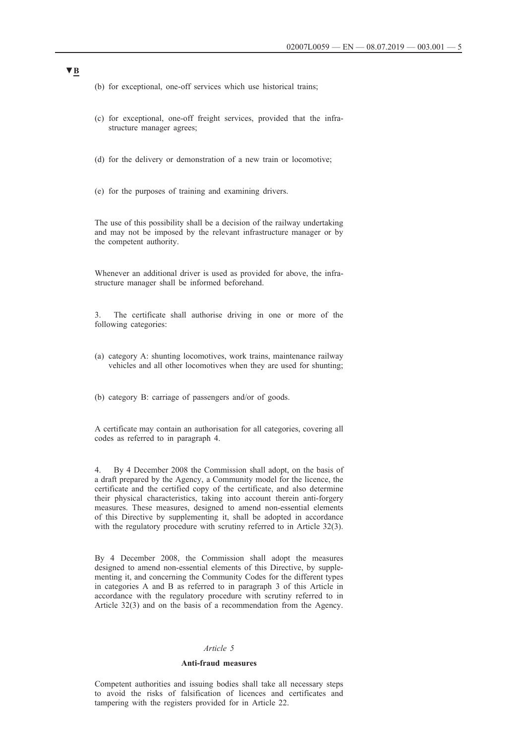▼B

(b) for exceptional, one-off services which use historical trains;

(c) for exceptional, one-off freight services, provided that the infrastructure manager agrees;

(d) for the delivery or demonstration of a new train or locomotive;

(e) for the purposes of training and examining drivers.

The use of this possibility shall be a decision of the railway undertaking and may not be imposed by the relevant infrastructure manager or by the competent authority.

Whenever an additional driver is used as provided for above, the infrastructure manager shall be informed beforehand.

3. The certificate shall authorise driving in one or more of the following categories:

(a) category A: shunting locomotives, work trains, maintenance railway vehicles and all other locomotives when they are used for shunting;

(b) category B: carriage of passengers and/or of goods.

A certificate may contain an authorisation for all categories, covering all codes as referred to in paragraph 4.

4. By 4 December 2008 the Commission shall adopt, on the basis of a draft prepared by the Agency, a Community model for the licence, the certificate and the certified copy of the certificate, and also determine their physical characteristics, taking into account therein anti-forgery measures. These measures, designed to amend non-essential elements of this Directive by supplementing it, shall be adopted in accordance with the regulatory procedure with scrutiny referred to in Article 32(3).

By 4 December 2008, the Commission shall adopt the measures designed to amend non-essential elements of this Directive, by supplementing it, and concerning the Community Codes for the different types in categories A and B as referred to in paragraph 3 of this Article in accordance with the regulatory procedure with scrutiny referred to in Article 32(3) and on the basis of a recommendation from the Agency.

*Article 5*

**Anti-fraud measures**

Competent authorities and issuing bodies shall take all necessary steps to avoid the risks of falsification of licences and certificates and tampering with the registers provided for in Article 22.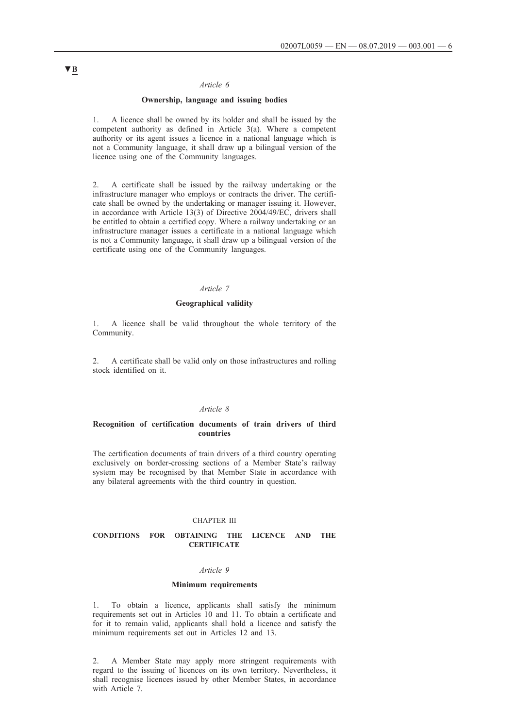▼B

*Article 6*

**Ownership, language and issuing bodies**

1. A licence shall be owned by its holder and shall be issued by the competent authority as defined in Article 3(a). Where a competent authority or its agent issues a licence in a national language which is not a Community language, it shall draw up a bilingual version of the licence using one of the Community languages.

2. A certificate shall be issued by the railway undertaking or the infrastructure manager who employs or contracts the driver. The certificate shall be owned by the undertaking or manager issuing it. However, in accordance with Article 13(3) of Directive 2004/49/EC, drivers shall be entitled to obtain a certified copy. Where a railway undertaking or an infrastructure manager issues a certificate in a national language which is not a Community language, it shall draw up a bilingual version of the certificate using one of the Community languages.

*Article 7*

**Geographical validity**

1. A licence shall be valid throughout the whole territory of the Community.

2. A certificate shall be valid only on those infrastructures and rolling stock identified on it.

*Article 8*

**Recognition of certification documents of train drivers of third countries**

The certification documents of train drivers of a third country operating exclusively on border-crossing sections of a Member State's railway system may be recognised by that Member State in accordance with any bilateral agreements with the third country in question.

CHAPTER III

**CONDITIONS FOR OBTAINING THE LICENCE AND THE CERTIFICATE**

*Article 9*

**Minimum requirements**

1. To obtain a licence, applicants shall satisfy the minimum requirements set out in Articles 10 and 11. To obtain a certificate and for it to remain valid, applicants shall hold a licence and satisfy the minimum requirements set out in Articles 12 and 13.

2. A Member State may apply more stringent requirements with regard to the issuing of licences on its own territory. Nevertheless, it shall recognise licences issued by other Member States, in accordance with Article 7.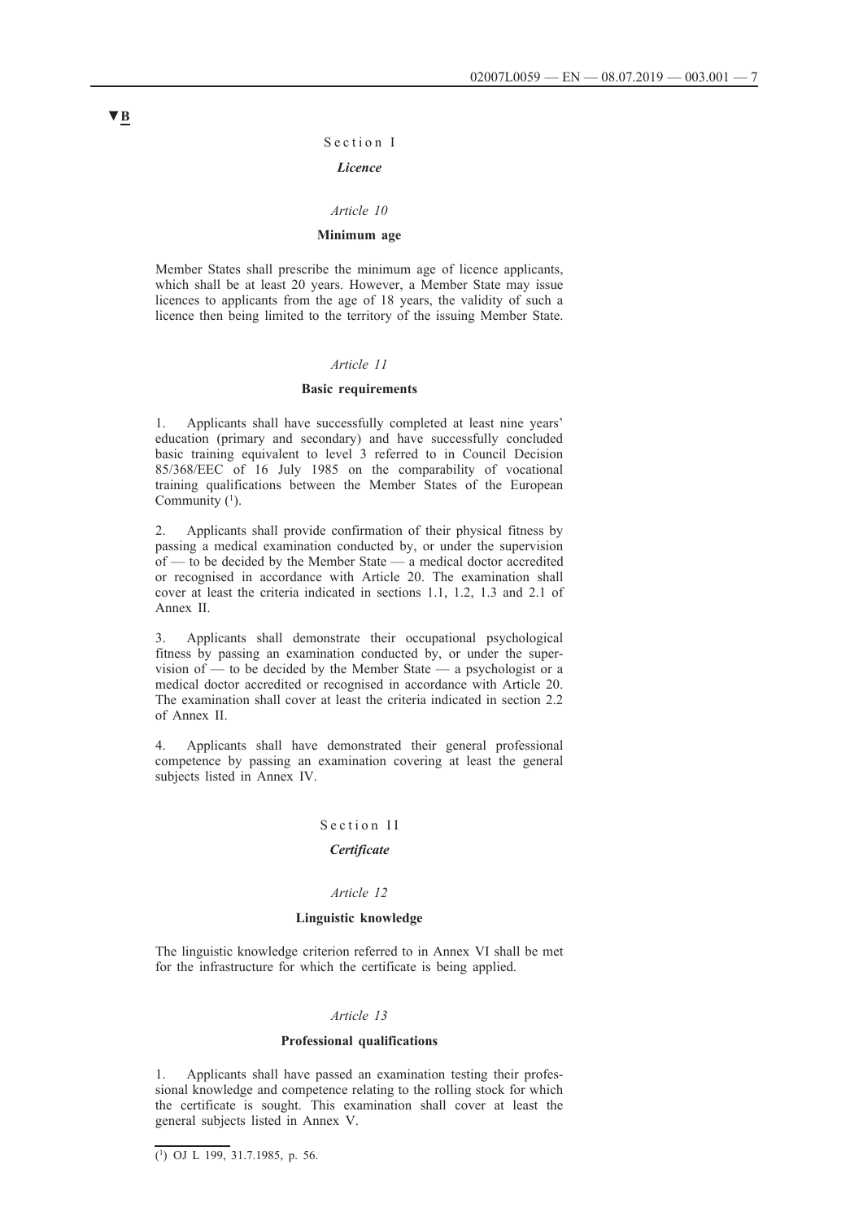▼B

Section I

*Licence*

*Article 10*

**Minimum age**

Member States shall prescribe the minimum age of licence applicants, which shall be at least 20 years. However, a Member State may issue licences to applicants from the age of 18 years, the validity of such a licence then being limited to the territory of the issuing Member State.

*Article 11*

**Basic requirements**

1. Applicants shall have successfully completed at least nine years' education (primary and secondary) and have successfully concluded basic training equivalent to level 3 referred to in Council Decision 85/368/EEC of 16 July 1985 on the comparability of vocational training qualifications between the Member States of the European Community [1].

2. Applicants shall provide confirmation of their physical fitness by passing a medical examination conducted by, or under the supervision of — to be decided by the Member State — a medical doctor accredited or recognised in accordance with Article 20. The examination shall cover at least the criteria indicated in sections 1.1, 1.2, 1.3 and 2.1 of Annex II.

3. Applicants shall demonstrate their occupational psychological fitness by passing an examination conducted by, or under the supervision of — to be decided by the Member State — a psychologist or a medical doctor accredited or recognised in accordance with Article 20. The examination shall cover at least the criteria indicated in section 2.2 of Annex II.

4. Applicants shall have demonstrated their general professional competence by passing an examination covering at least the general subjects listed in Annex IV.

Section II

*Certificate*

*Article 12*

**Linguistic knowledge**

The linguistic knowledge criterion referred to in Annex VI shall be met for the infrastructure for which the certificate is being applied.

*Article 13*

**Professional qualifications**

1. Applicants shall have passed an examination testing their professional knowledge and competence relating to the rolling stock for which the certificate is sought. This examination shall cover at least the general subjects listed in Annex V.

[1] OJ L 199, 31.7.1985, p. 56.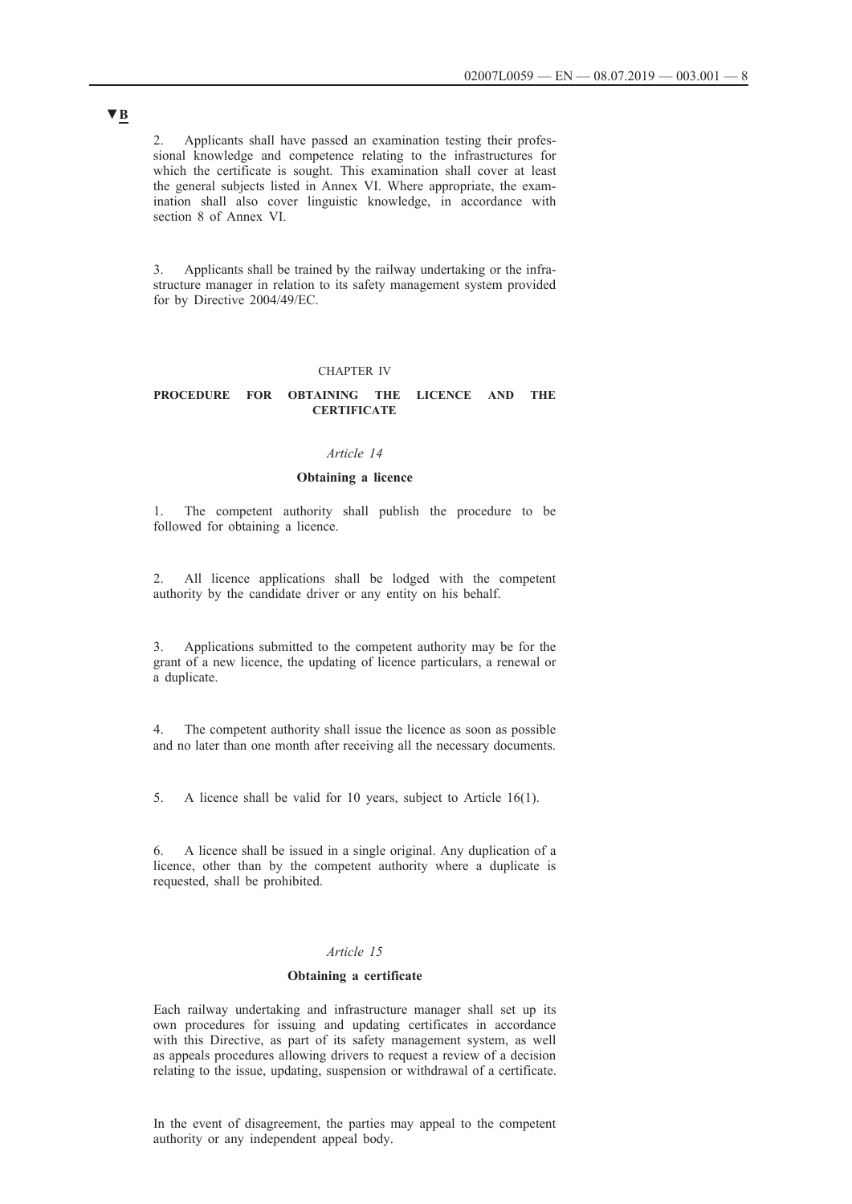▼B

2. Applicants shall have passed an examination testing their professional knowledge and competence relating to the infrastructures for which the certificate is sought. This examination shall cover at least the general subjects listed in Annex VI. Where appropriate, the examination shall also cover linguistic knowledge, in accordance with section 8 of Annex VI.

3. Applicants shall be trained by the railway undertaking or the infrastructure manager in relation to its safety management system provided for by Directive 2004/49/EC.

## CHAPTER IV

## PROCEDURE FOR OBTAINING THE LICENCE AND THE CERTIFICATE

### *Article 14*

### Obtaining a licence

1. The competent authority shall publish the procedure to be followed for obtaining a licence.

2. All licence applications shall be lodged with the competent authority by the candidate driver or any entity on his behalf.

3. Applications submitted to the competent authority may be for the grant of a new licence, the updating of licence particulars, a renewal or a duplicate.

4. The competent authority shall issue the licence as soon as possible and no later than one month after receiving all the necessary documents.

5. A licence shall be valid for 10 years, subject to Article 16(1).

6. A licence shall be issued in a single original. Any duplication of a licence, other than by the competent authority where a duplicate is requested, shall be prohibited.

### *Article 15*

### Obtaining a certificate

Each railway undertaking and infrastructure manager shall set up its own procedures for issuing and updating certificates in accordance with this Directive, as part of its safety management system, as well as appeals procedures allowing drivers to request a review of a decision relating to the issue, updating, suspension or withdrawal of a certificate.

In the event of disagreement, the parties may appeal to the competent authority or any independent appeal body.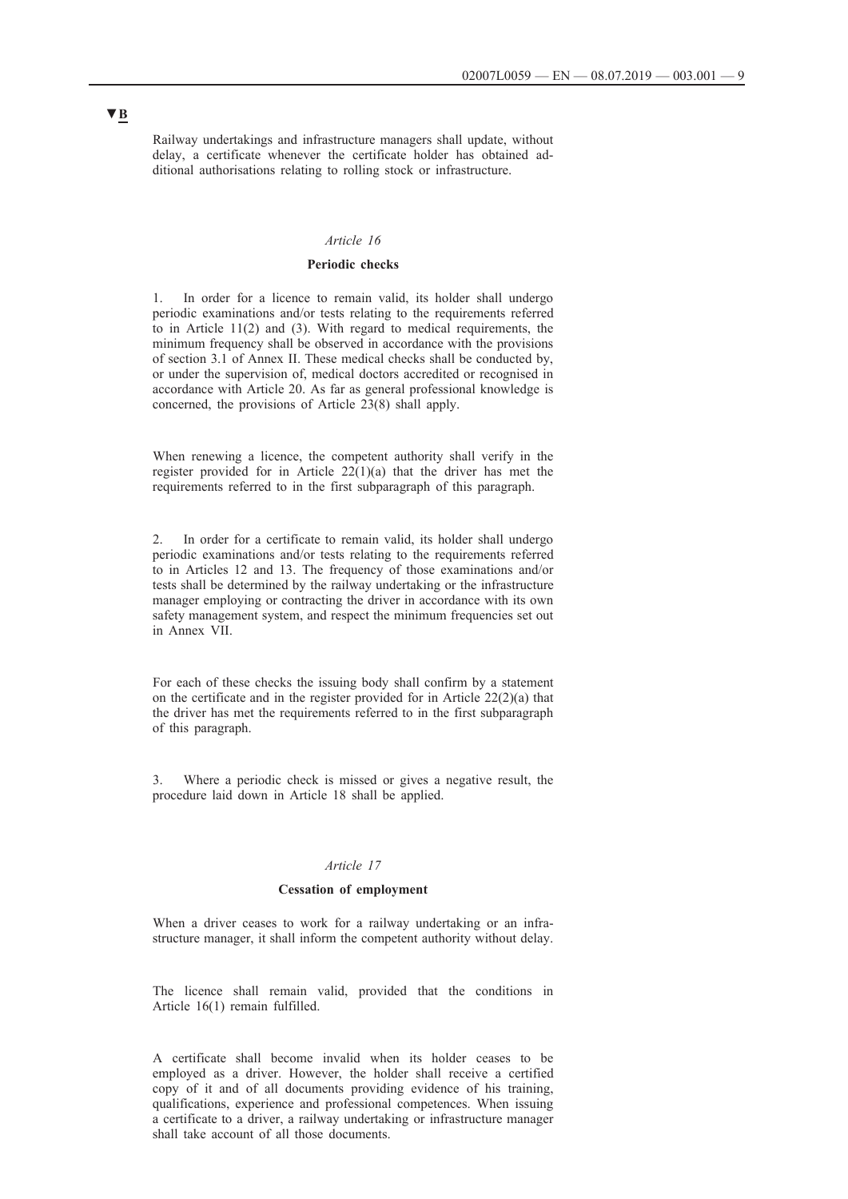▼B

Railway undertakings and infrastructure managers shall update, without delay, a certificate whenever the certificate holder has obtained additional authorisations relating to rolling stock or infrastructure.

*Article 16*

**Periodic checks**

1. In order for a licence to remain valid, its holder shall undergo periodic examinations and/or tests relating to the requirements referred to in Article 11(2) and (3). With regard to medical requirements, the minimum frequency shall be observed in accordance with the provisions of section 3.1 of Annex II. These medical checks shall be conducted by, or under the supervision of, medical doctors accredited or recognised in accordance with Article 20. As far as general professional knowledge is concerned, the provisions of Article 23(8) shall apply.

When renewing a licence, the competent authority shall verify in the register provided for in Article 22(1)(a) that the driver has met the requirements referred to in the first subparagraph of this paragraph.

2. In order for a certificate to remain valid, its holder shall undergo periodic examinations and/or tests relating to the requirements referred to in Articles 12 and 13. The frequency of those examinations and/or tests shall be determined by the railway undertaking or the infrastructure manager employing or contracting the driver in accordance with its own safety management system, and respect the minimum frequencies set out in Annex VII.

For each of these checks the issuing body shall confirm by a statement on the certificate and in the register provided for in Article 22(2)(a) that the driver has met the requirements referred to in the first subparagraph of this paragraph.

3. Where a periodic check is missed or gives a negative result, the procedure laid down in Article 18 shall be applied.

*Article 17*

**Cessation of employment**

When a driver ceases to work for a railway undertaking or an infrastructure manager, it shall inform the competent authority without delay.

The licence shall remain valid, provided that the conditions in Article 16(1) remain fulfilled.

A certificate shall become invalid when its holder ceases to be employed as a driver. However, the holder shall receive a certified copy of it and of all documents providing evidence of his training, qualifications, experience and professional competences. When issuing a certificate to a driver, a railway undertaking or infrastructure manager shall take account of all those documents.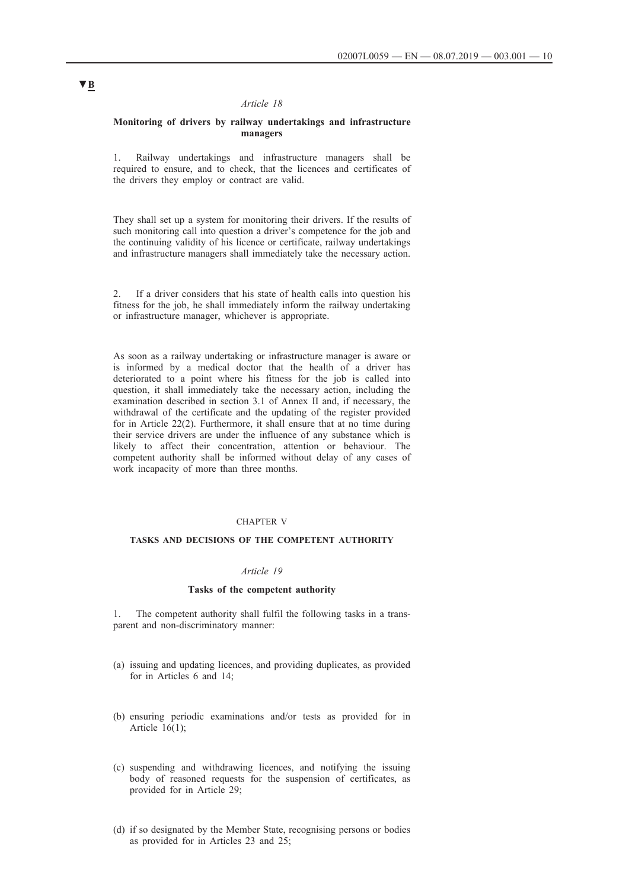▼B

*Article 18*

**Monitoring of drivers by railway undertakings and infrastructure managers**

1. Railway undertakings and infrastructure managers shall be required to ensure, and to check, that the licences and certificates of the drivers they employ or contract are valid.

They shall set up a system for monitoring their drivers. If the results of such monitoring call into question a driver's competence for the job and the continuing validity of his licence or certificate, railway undertakings and infrastructure managers shall immediately take the necessary action.

2. If a driver considers that his state of health calls into question his fitness for the job, he shall immediately inform the railway undertaking or infrastructure manager, whichever is appropriate.

As soon as a railway undertaking or infrastructure manager is aware or is informed by a medical doctor that the health of a driver has deteriorated to a point where his fitness for the job is called into question, it shall immediately take the necessary action, including the examination described in section 3.1 of Annex II and, if necessary, the withdrawal of the certificate and the updating of the register provided for in Article 22(2). Furthermore, it shall ensure that at no time during their service drivers are under the influence of any substance which is likely to affect their concentration, attention or behaviour. The competent authority shall be informed without delay of any cases of work incapacity of more than three months.

CHAPTER V

**TASKS AND DECISIONS OF THE COMPETENT AUTHORITY**

*Article 19*

**Tasks of the competent authority**

1. The competent authority shall fulfil the following tasks in a transparent and non-discriminatory manner:

(a) issuing and updating licences, and providing duplicates, as provided for in Articles 6 and 14;

(b) ensuring periodic examinations and/or tests as provided for in Article 16(1);

(c) suspending and withdrawing licences, and notifying the issuing body of reasoned requests for the suspension of certificates, as provided for in Article 29;

(d) if so designated by the Member State, recognising persons or bodies as provided for in Articles 23 and 25;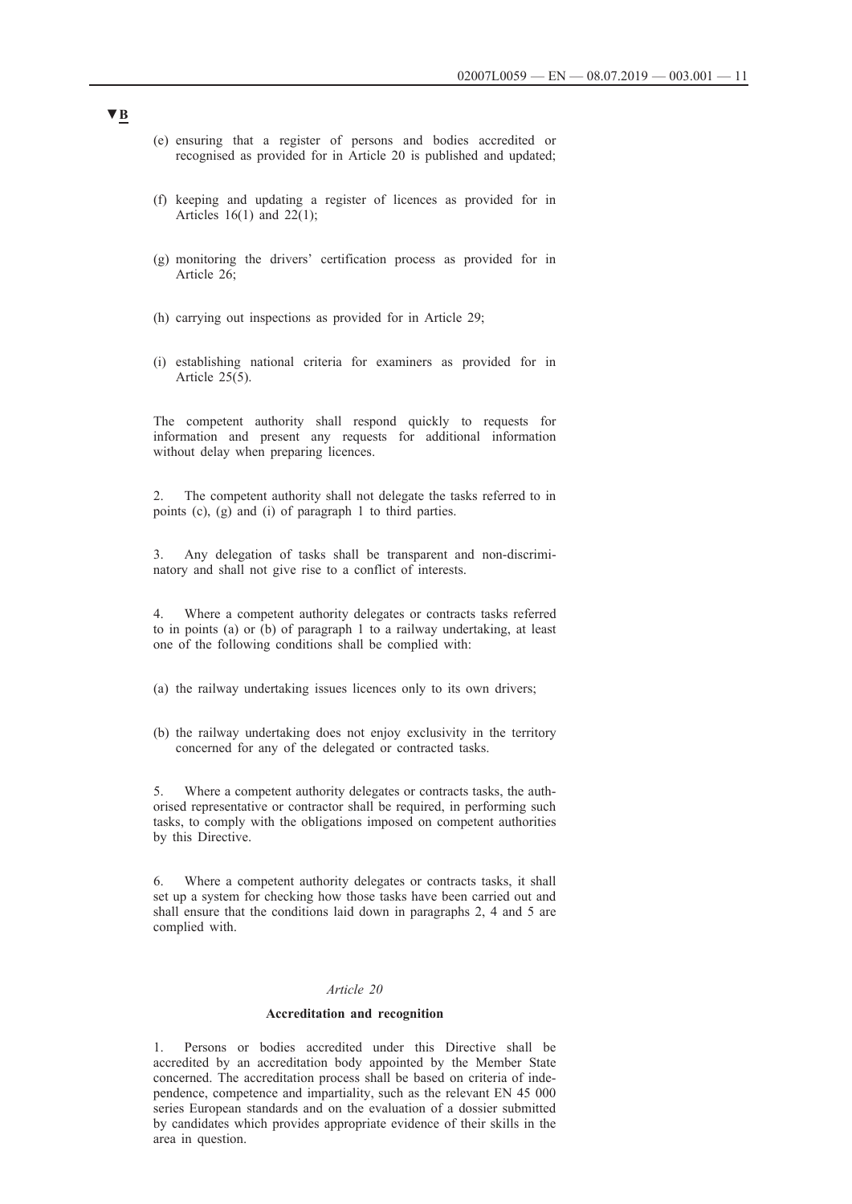▼B

(e) ensuring that a register of persons and bodies accredited or recognised as provided for in Article 20 is published and updated;

(f) keeping and updating a register of licences as provided for in Articles 16(1) and 22(1);

(g) monitoring the drivers' certification process as provided for in Article 26;

(h) carrying out inspections as provided for in Article 29;

(i) establishing national criteria for examiners as provided for in Article 25(5).

The competent authority shall respond quickly to requests for information and present any requests for additional information without delay when preparing licences.

2. The competent authority shall not delegate the tasks referred to in points (c), (g) and (i) of paragraph 1 to third parties.

3. Any delegation of tasks shall be transparent and non-discriminatory and shall not give rise to a conflict of interests.

4. Where a competent authority delegates or contracts tasks referred to in points (a) or (b) of paragraph 1 to a railway undertaking, at least one of the following conditions shall be complied with:

(a) the railway undertaking issues licences only to its own drivers;

(b) the railway undertaking does not enjoy exclusivity in the territory concerned for any of the delegated or contracted tasks.

5. Where a competent authority delegates or contracts tasks, the authorised representative or contractor shall be required, in performing such tasks, to comply with the obligations imposed on competent authorities by this Directive.

6. Where a competent authority delegates or contracts tasks, it shall set up a system for checking how those tasks have been carried out and shall ensure that the conditions laid down in paragraphs 2, 4 and 5 are complied with.

*Article 20*

**Accreditation and recognition**

1. Persons or bodies accredited under this Directive shall be accredited by an accreditation body appointed by the Member State concerned. The accreditation process shall be based on criteria of independence, competence and impartiality, such as the relevant EN 45 000 series European standards and on the evaluation of a dossier submitted by candidates which provides appropriate evidence of their skills in the area in question.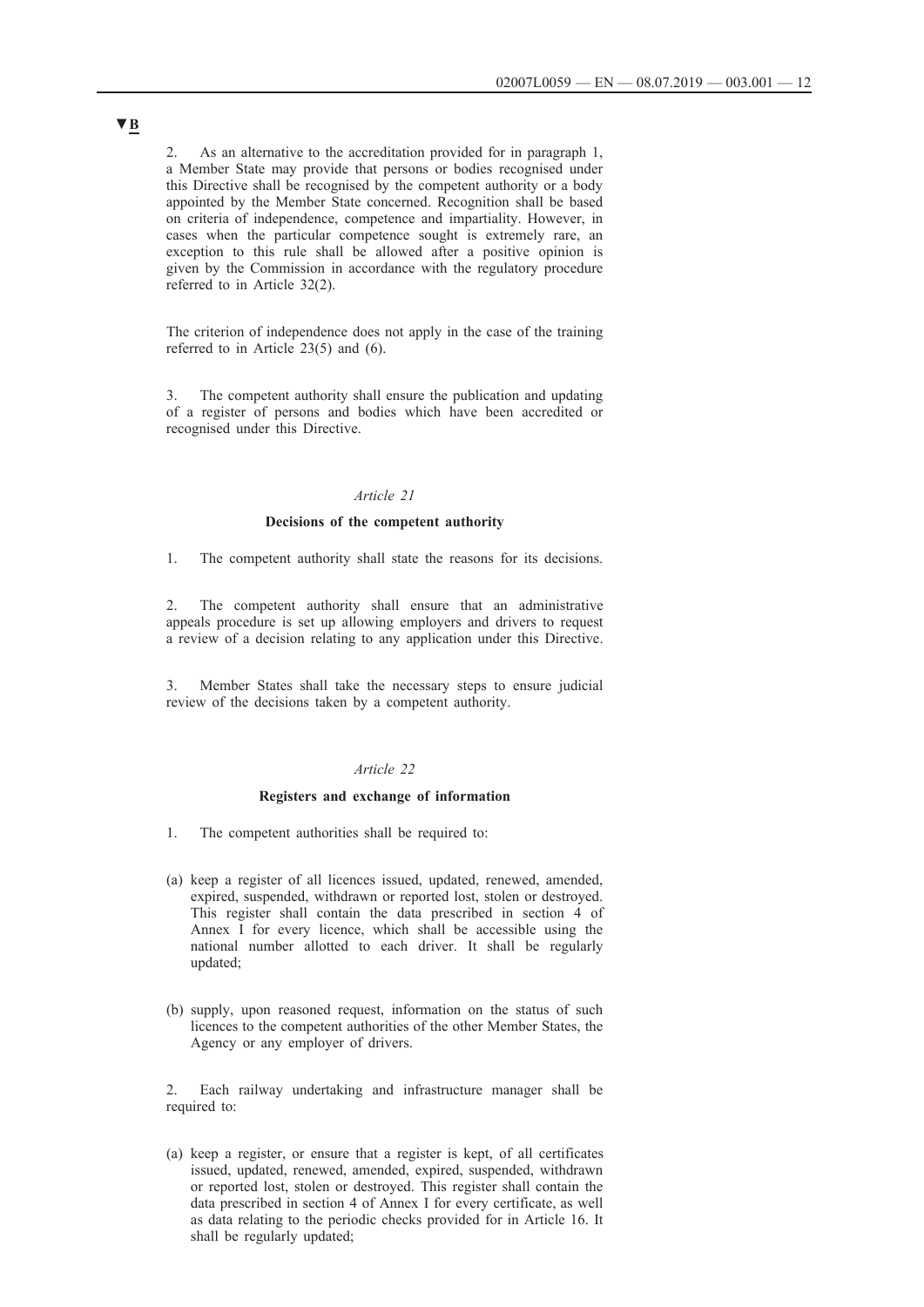▼B

2. As an alternative to the accreditation provided for in paragraph 1, a Member State may provide that persons or bodies recognised under this Directive shall be recognised by the competent authority or a body appointed by the Member State concerned. Recognition shall be based on criteria of independence, competence and impartiality. However, in cases when the particular competence sought is extremely rare, an exception to this rule shall be allowed after a positive opinion is given by the Commission in accordance with the regulatory procedure referred to in Article 32(2).

The criterion of independence does not apply in the case of the training referred to in Article 23(5) and (6).

3. The competent authority shall ensure the publication and updating of a register of persons and bodies which have been accredited or recognised under this Directive.

*Article 21*

**Decisions of the competent authority**

1. The competent authority shall state the reasons for its decisions.

2. The competent authority shall ensure that an administrative appeals procedure is set up allowing employers and drivers to request a review of a decision relating to any application under this Directive.

3. Member States shall take the necessary steps to ensure judicial review of the decisions taken by a competent authority.

*Article 22*

**Registers and exchange of information**

1. The competent authorities shall be required to:

(a) keep a register of all licences issued, updated, renewed, amended, expired, suspended, withdrawn or reported lost, stolen or destroyed. This register shall contain the data prescribed in section 4 of Annex I for every licence, which shall be accessible using the national number allotted to each driver. It shall be regularly updated;

(b) supply, upon reasoned request, information on the status of such licences to the competent authorities of the other Member States, the Agency or any employer of drivers.

2. Each railway undertaking and infrastructure manager shall be required to:

(a) keep a register, or ensure that a register is kept, of all certificates issued, updated, renewed, amended, expired, suspended, withdrawn or reported lost, stolen or destroyed. This register shall contain the data prescribed in section 4 of Annex I for every certificate, as well as data relating to the periodic checks provided for in Article 16. It shall be regularly updated;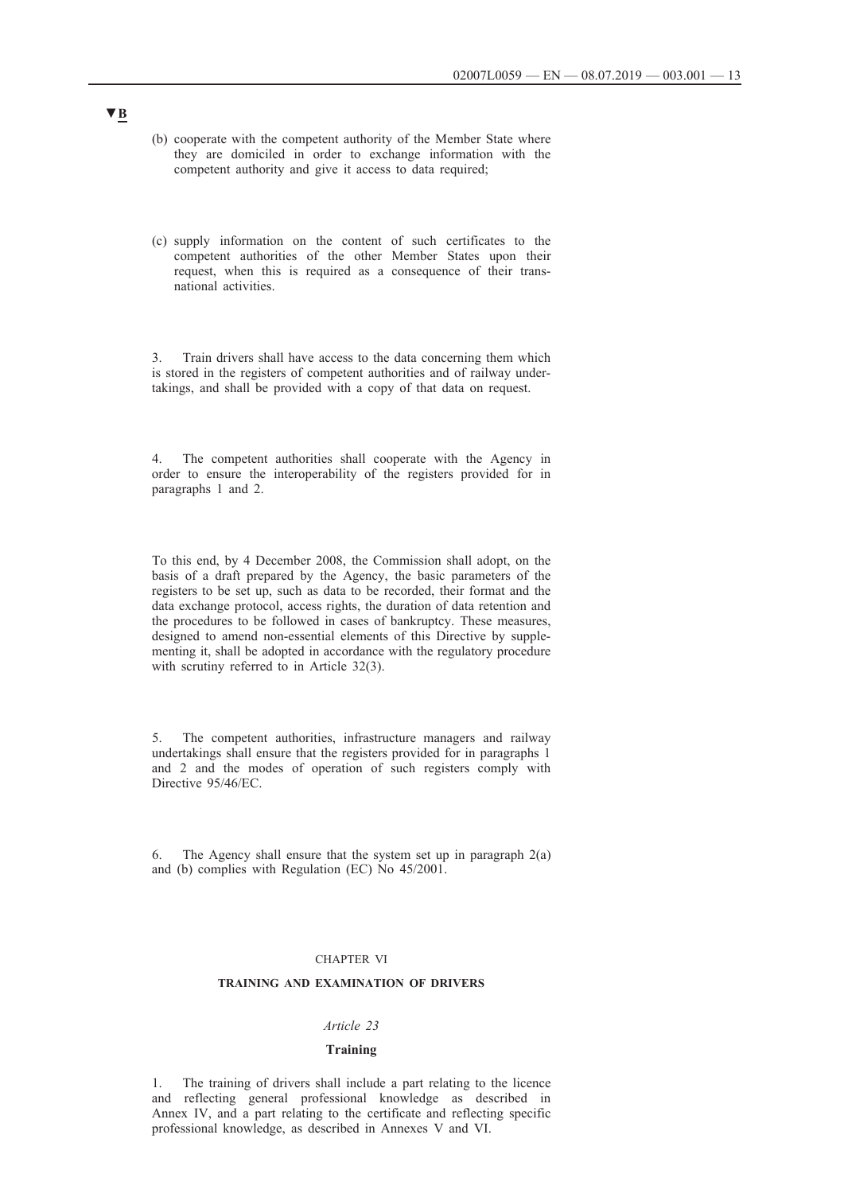▼B

(b) cooperate with the competent authority of the Member State where they are domiciled in order to exchange information with the competent authority and give it access to data required;

(c) supply information on the content of such certificates to the competent authorities of the other Member States upon their request, when this is required as a consequence of their transnational activities.

3. Train drivers shall have access to the data concerning them which is stored in the registers of competent authorities and of railway undertakings, and shall be provided with a copy of that data on request.

4. The competent authorities shall cooperate with the Agency in order to ensure the interoperability of the registers provided for in paragraphs 1 and 2.

To this end, by 4 December 2008, the Commission shall adopt, on the basis of a draft prepared by the Agency, the basic parameters of the registers to be set up, such as data to be recorded, their format and the data exchange protocol, access rights, the duration of data retention and the procedures to be followed in cases of bankruptcy. These measures, designed to amend non-essential elements of this Directive by supplementing it, shall be adopted in accordance with the regulatory procedure with scrutiny referred to in Article 32(3).

5. The competent authorities, infrastructure managers and railway undertakings shall ensure that the registers provided for in paragraphs 1 and 2 and the modes of operation of such registers comply with Directive 95/46/EC.

6. The Agency shall ensure that the system set up in paragraph 2(a) and (b) complies with Regulation (EC) No 45/2001.

CHAPTER VI

**TRAINING AND EXAMINATION OF DRIVERS**

*Article 23*

**Training**

1. The training of drivers shall include a part relating to the licence and reflecting general professional knowledge as described in Annex IV, and a part relating to the certificate and reflecting specific professional knowledge, as described in Annexes V and VI.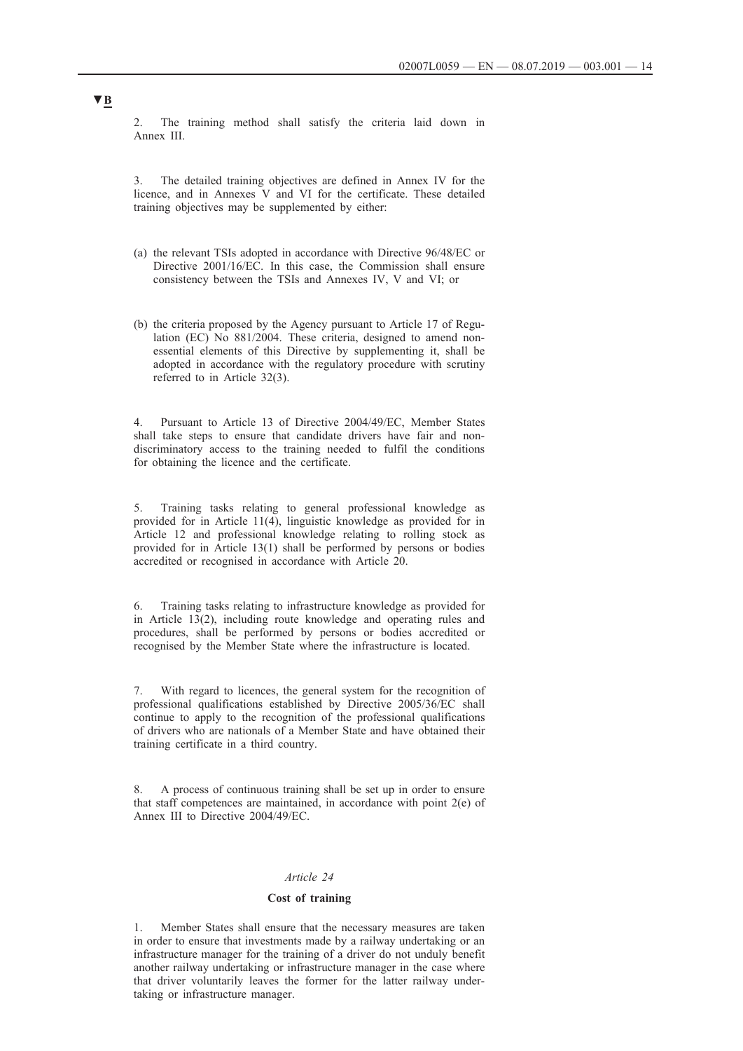▼B

2. The training method shall satisfy the criteria laid down in Annex III.

3. The detailed training objectives are defined in Annex IV for the licence, and in Annexes V and VI for the certificate. These detailed training objectives may be supplemented by either:

(a) the relevant TSIs adopted in accordance with Directive 96/48/EC or Directive 2001/16/EC. In this case, the Commission shall ensure consistency between the TSIs and Annexes IV, V and VI; or

(b) the criteria proposed by the Agency pursuant to Article 17 of Regulation (EC) No 881/2004. These criteria, designed to amend non-essential elements of this Directive by supplementing it, shall be adopted in accordance with the regulatory procedure with scrutiny referred to in Article 32(3).

4. Pursuant to Article 13 of Directive 2004/49/EC, Member States shall take steps to ensure that candidate drivers have fair and non-discriminatory access to the training needed to fulfil the conditions for obtaining the licence and the certificate.

5. Training tasks relating to general professional knowledge as provided for in Article 11(4), linguistic knowledge as provided for in Article 12 and professional knowledge relating to rolling stock as provided for in Article 13(1) shall be performed by persons or bodies accredited or recognised in accordance with Article 20.

6. Training tasks relating to infrastructure knowledge as provided for in Article 13(2), including route knowledge and operating rules and procedures, shall be performed by persons or bodies accredited or recognised by the Member State where the infrastructure is located.

7. With regard to licences, the general system for the recognition of professional qualifications established by Directive 2005/36/EC shall continue to apply to the recognition of the professional qualifications of drivers who are nationals of a Member State and have obtained their training certificate in a third country.

8. A process of continuous training shall be set up in order to ensure that staff competences are maintained, in accordance with point 2(e) of Annex III to Directive 2004/49/EC.

*Article 24*

**Cost of training**

1. Member States shall ensure that the necessary measures are taken in order to ensure that investments made by a railway undertaking or an infrastructure manager for the training of a driver do not unduly benefit another railway undertaking or infrastructure manager in the case where that driver voluntarily leaves the former for the latter railway undertaking or infrastructure manager.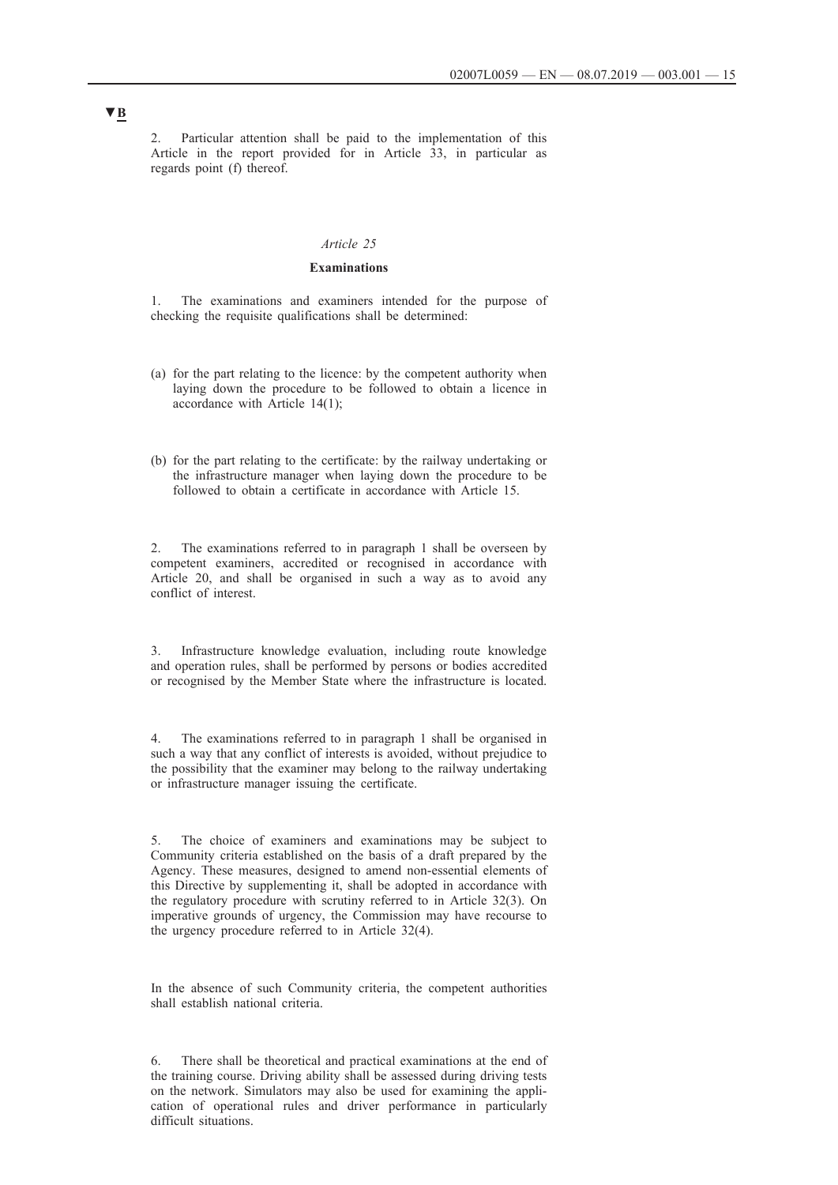▼B

2. Particular attention shall be paid to the implementation of this Article in the report provided for in Article 33, in particular as regards point (f) thereof.

*Article 25*

**Examinations**

1. The examinations and examiners intended for the purpose of checking the requisite qualifications shall be determined:

(a) for the part relating to the licence: by the competent authority when laying down the procedure to be followed to obtain a licence in accordance with Article 14(1);

(b) for the part relating to the certificate: by the railway undertaking or the infrastructure manager when laying down the procedure to be followed to obtain a certificate in accordance with Article 15.

2. The examinations referred to in paragraph 1 shall be overseen by competent examiners, accredited or recognised in accordance with Article 20, and shall be organised in such a way as to avoid any conflict of interest.

3. Infrastructure knowledge evaluation, including route knowledge and operation rules, shall be performed by persons or bodies accredited or recognised by the Member State where the infrastructure is located.

4. The examinations referred to in paragraph 1 shall be organised in such a way that any conflict of interests is avoided, without prejudice to the possibility that the examiner may belong to the railway undertaking or infrastructure manager issuing the certificate.

5. The choice of examiners and examinations may be subject to Community criteria established on the basis of a draft prepared by the Agency. These measures, designed to amend non-essential elements of this Directive by supplementing it, shall be adopted in accordance with the regulatory procedure with scrutiny referred to in Article 32(3). On imperative grounds of urgency, the Commission may have recourse to the urgency procedure referred to in Article 32(4).

In the absence of such Community criteria, the competent authorities shall establish national criteria.

6. There shall be theoretical and practical examinations at the end of the training course. Driving ability shall be assessed during driving tests on the network. Simulators may also be used for examining the application of operational rules and driver performance in particularly difficult situations.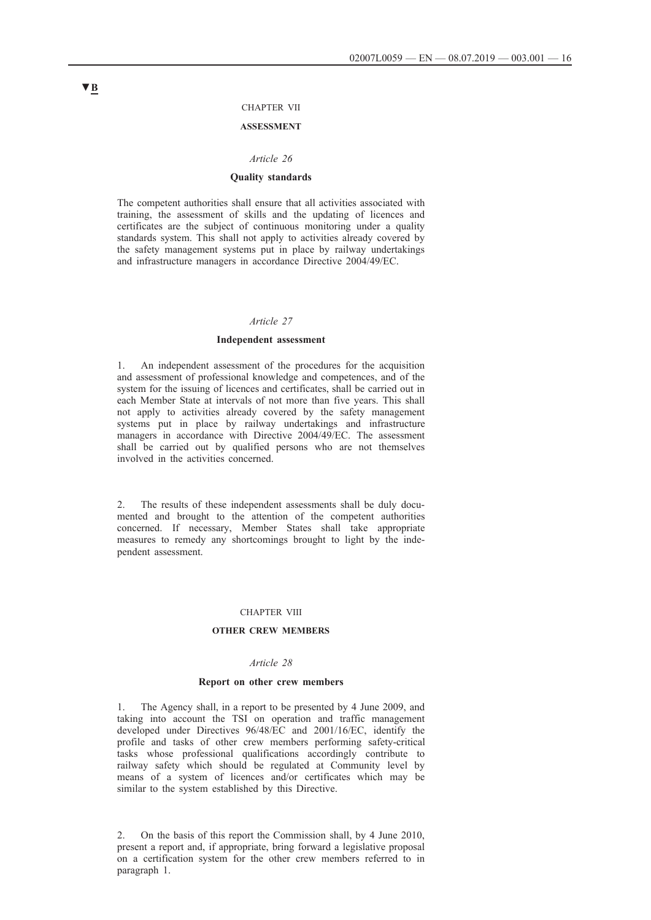▼B

CHAPTER VII

**ASSESSMENT**

*Article 26*

**Quality standards**

The competent authorities shall ensure that all activities associated with training, the assessment of skills and the updating of licences and certificates are the subject of continuous monitoring under a quality standards system. This shall not apply to activities already covered by the safety management systems put in place by railway undertakings and infrastructure managers in accordance Directive 2004/49/EC.

*Article 27*

**Independent assessment**

1. An independent assessment of the procedures for the acquisition and assessment of professional knowledge and competences, and of the system for the issuing of licences and certificates, shall be carried out in each Member State at intervals of not more than five years. This shall not apply to activities already covered by the safety management systems put in place by railway undertakings and infrastructure managers in accordance with Directive 2004/49/EC. The assessment shall be carried out by qualified persons who are not themselves involved in the activities concerned.

2. The results of these independent assessments shall be duly documented and brought to the attention of the competent authorities concerned. If necessary, Member States shall take appropriate measures to remedy any shortcomings brought to light by the independent assessment.

CHAPTER VIII

**OTHER CREW MEMBERS**

*Article 28*

**Report on other crew members**

1. The Agency shall, in a report to be presented by 4 June 2009, and taking into account the TSI on operation and traffic management developed under Directives 96/48/EC and 2001/16/EC, identify the profile and tasks of other crew members performing safety-critical tasks whose professional qualifications accordingly contribute to railway safety which should be regulated at Community level by means of a system of licences and/or certificates which may be similar to the system established by this Directive.

2. On the basis of this report the Commission shall, by 4 June 2010, present a report and, if appropriate, bring forward a legislative proposal on a certification system for the other crew members referred to in paragraph 1.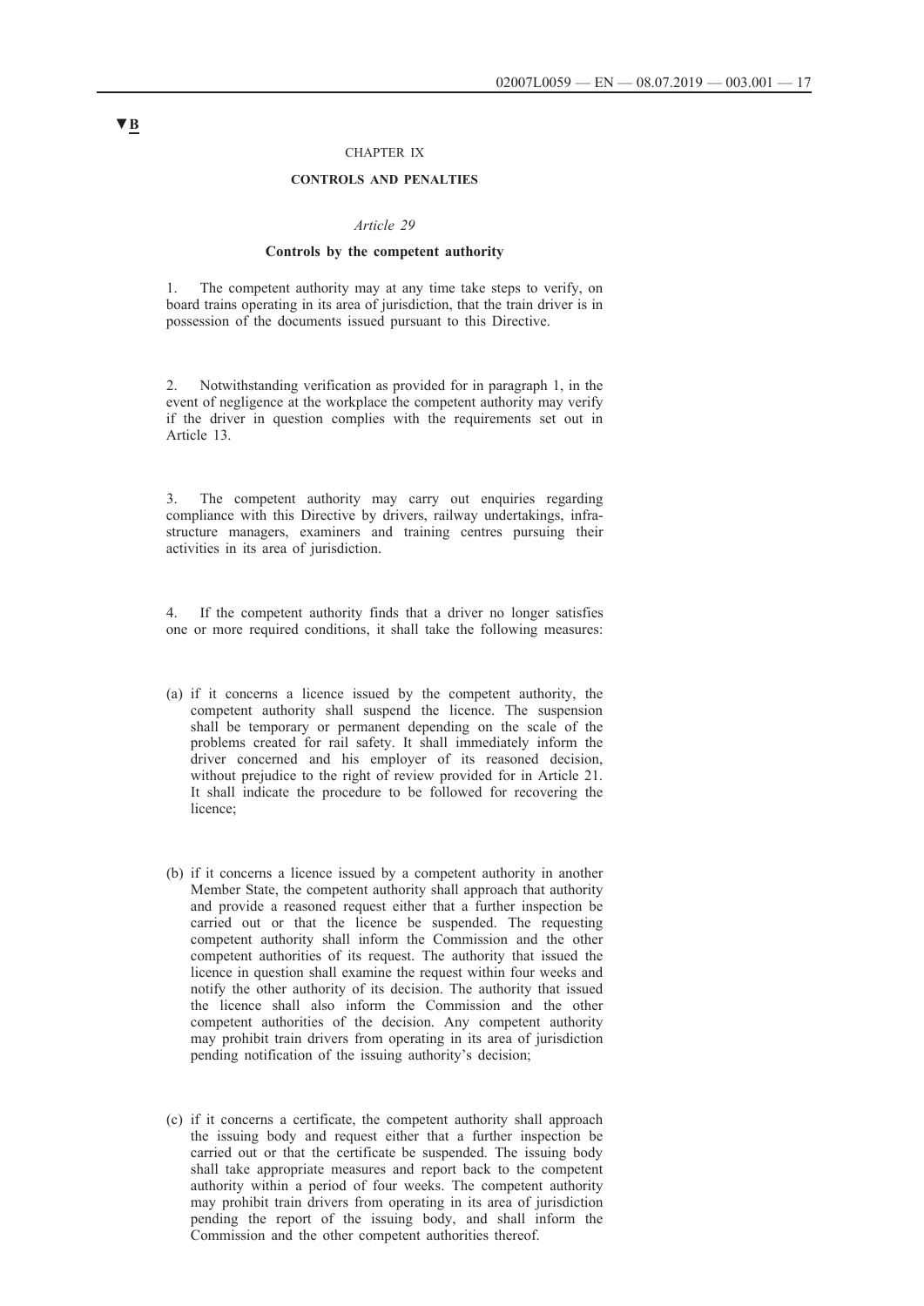▼B

CHAPTER IX

**CONTROLS AND PENALTIES**

*Article 29*

**Controls by the competent authority**

1. The competent authority may at any time take steps to verify, on board trains operating in its area of jurisdiction, that the train driver is in possession of the documents issued pursuant to this Directive.

2. Notwithstanding verification as provided for in paragraph 1, in the event of negligence at the workplace the competent authority may verify if the driver in question complies with the requirements set out in Article 13.

3. The competent authority may carry out enquiries regarding compliance with this Directive by drivers, railway undertakings, infrastructure managers, examiners and training centres pursuing their activities in its area of jurisdiction.

4. If the competent authority finds that a driver no longer satisfies one or more required conditions, it shall take the following measures:

(a) if it concerns a licence issued by the competent authority, the competent authority shall suspend the licence. The suspension shall be temporary or permanent depending on the scale of the problems created for rail safety. It shall immediately inform the driver concerned and his employer of its reasoned decision, without prejudice to the right of review provided for in Article 21. It shall indicate the procedure to be followed for recovering the licence;

(b) if it concerns a licence issued by a competent authority in another Member State, the competent authority shall approach that authority and provide a reasoned request either that a further inspection be carried out or that the licence be suspended. The requesting competent authority shall inform the Commission and the other competent authorities of its request. The authority that issued the licence in question shall examine the request within four weeks and notify the other authority of its decision. The authority that issued the licence shall also inform the Commission and the other competent authorities of the decision. Any competent authority may prohibit train drivers from operating in its area of jurisdiction pending notification of the issuing authority's decision;

(c) if it concerns a certificate, the competent authority shall approach the issuing body and request either that a further inspection be carried out or that the certificate be suspended. The issuing body shall take appropriate measures and report back to the competent authority within a period of four weeks. The competent authority may prohibit train drivers from operating in its area of jurisdiction pending the report of the issuing body, and shall inform the Commission and the other competent authorities thereof.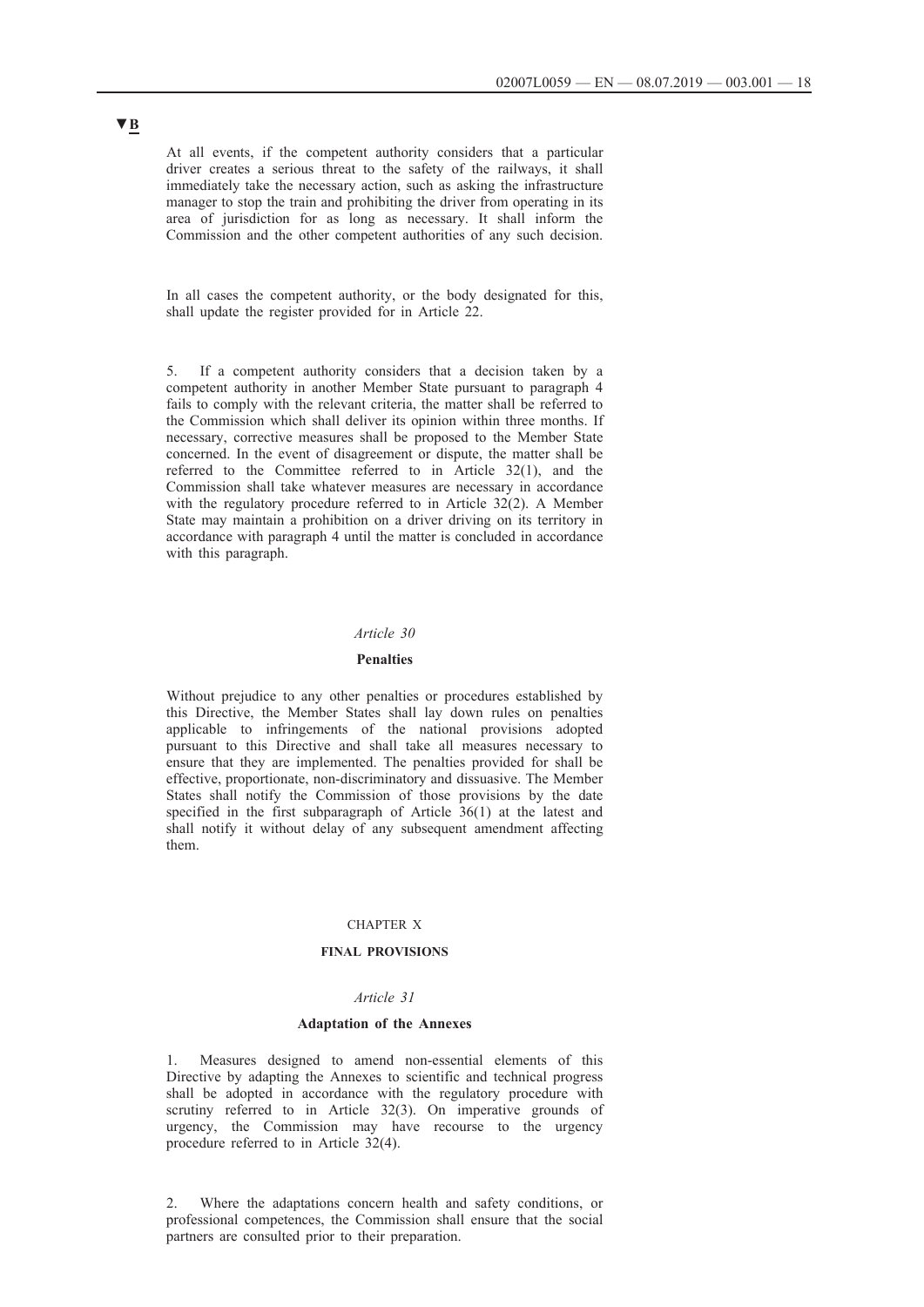▼B

At all events, if the competent authority considers that a particular driver creates a serious threat to the safety of the railways, it shall immediately take the necessary action, such as asking the infrastructure manager to stop the train and prohibiting the driver from operating in its area of jurisdiction for as long as necessary. It shall inform the Commission and the other competent authorities of any such decision.

In all cases the competent authority, or the body designated for this, shall update the register provided for in Article 22.

5. If a competent authority considers that a decision taken by a competent authority in another Member State pursuant to paragraph 4 fails to comply with the relevant criteria, the matter shall be referred to the Commission which shall deliver its opinion within three months. If necessary, corrective measures shall be proposed to the Member State concerned. In the event of disagreement or dispute, the matter shall be referred to the Committee referred to in Article 32(1), and the Commission shall take whatever measures are necessary in accordance with the regulatory procedure referred to in Article 32(2). A Member State may maintain a prohibition on a driver driving on its territory in accordance with paragraph 4 until the matter is concluded in accordance with this paragraph.

*Article 30*

**Penalties**

Without prejudice to any other penalties or procedures established by this Directive, the Member States shall lay down rules on penalties applicable to infringements of the national provisions adopted pursuant to this Directive and shall take all measures necessary to ensure that they are implemented. The penalties provided for shall be effective, proportionate, non-discriminatory and dissuasive. The Member States shall notify the Commission of those provisions by the date specified in the first subparagraph of Article 36(1) at the latest and shall notify it without delay of any subsequent amendment affecting them.

CHAPTER X

**FINAL PROVISIONS**

*Article 31*

**Adaptation of the Annexes**

1. Measures designed to amend non-essential elements of this Directive by adapting the Annexes to scientific and technical progress shall be adopted in accordance with the regulatory procedure with scrutiny referred to in Article 32(3). On imperative grounds of urgency, the Commission may have recourse to the urgency procedure referred to in Article 32(4).

2. Where the adaptations concern health and safety conditions, or professional competences, the Commission shall ensure that the social partners are consulted prior to their preparation.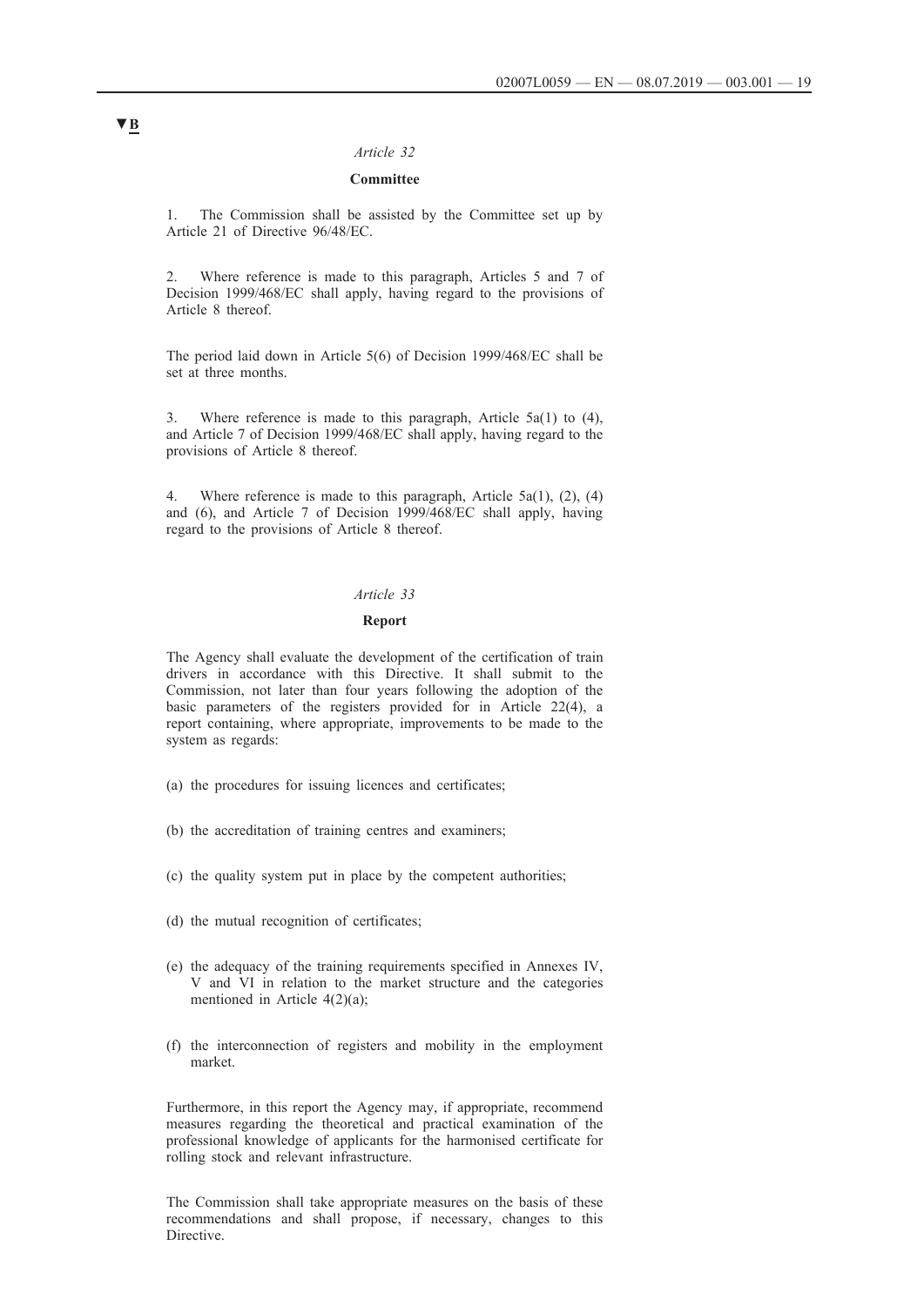▼B

*Article 32*

**Committee**

1. The Commission shall be assisted by the Committee set up by Article 21 of Directive 96/48/EC.

2. Where reference is made to this paragraph, Articles 5 and 7 of Decision 1999/468/EC shall apply, having regard to the provisions of Article 8 thereof.

The period laid down in Article 5(6) of Decision 1999/468/EC shall be set at three months.

3. Where reference is made to this paragraph, Article 5a(1) to (4), and Article 7 of Decision 1999/468/EC shall apply, having regard to the provisions of Article 8 thereof.

4. Where reference is made to this paragraph, Article 5a(1), (2), (4) and (6), and Article 7 of Decision 1999/468/EC shall apply, having regard to the provisions of Article 8 thereof.

*Article 33*

**Report**

The Agency shall evaluate the development of the certification of train drivers in accordance with this Directive. It shall submit to the Commission, not later than four years following the adoption of the basic parameters of the registers provided for in Article 22(4), a report containing, where appropriate, improvements to be made to the system as regards:

(a) the procedures for issuing licences and certificates;

(b) the accreditation of training centres and examiners;

(c) the quality system put in place by the competent authorities;

(d) the mutual recognition of certificates;

(e) the adequacy of the training requirements specified in Annexes IV, V and VI in relation to the market structure and the categories mentioned in Article 4(2)(a);

(f) the interconnection of registers and mobility in the employment market.

Furthermore, in this report the Agency may, if appropriate, recommend measures regarding the theoretical and practical examination of the professional knowledge of applicants for the harmonised certificate for rolling stock and relevant infrastructure.

The Commission shall take appropriate measures on the basis of these recommendations and shall propose, if necessary, changes to this Directive.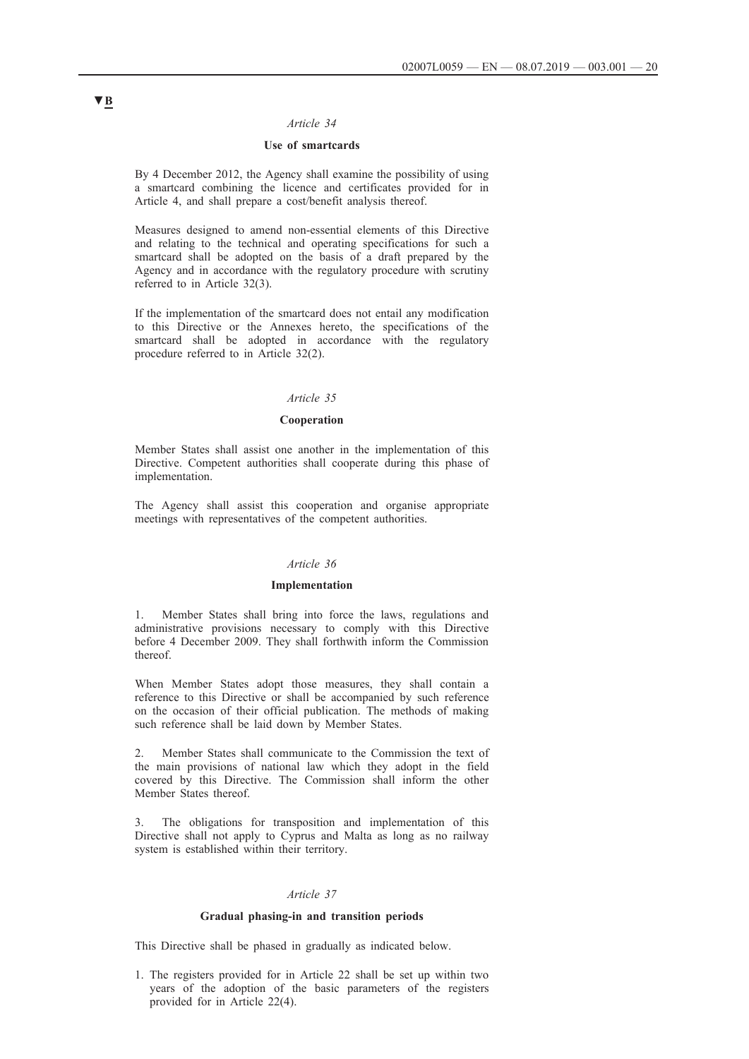▼B

*Article 34*

**Use of smartcards**

By 4 December 2012, the Agency shall examine the possibility of using a smartcard combining the licence and certificates provided for in Article 4, and shall prepare a cost/benefit analysis thereof.

Measures designed to amend non-essential elements of this Directive and relating to the technical and operating specifications for such a smartcard shall be adopted on the basis of a draft prepared by the Agency and in accordance with the regulatory procedure with scrutiny referred to in Article 32(3).

If the implementation of the smartcard does not entail any modification to this Directive or the Annexes hereto, the specifications of the smartcard shall be adopted in accordance with the regulatory procedure referred to in Article 32(2).

*Article 35*

**Cooperation**

Member States shall assist one another in the implementation of this Directive. Competent authorities shall cooperate during this phase of implementation.

The Agency shall assist this cooperation and organise appropriate meetings with representatives of the competent authorities.

*Article 36*

**Implementation**

1. Member States shall bring into force the laws, regulations and administrative provisions necessary to comply with this Directive before 4 December 2009. They shall forthwith inform the Commission thereof.

When Member States adopt those measures, they shall contain a reference to this Directive or shall be accompanied by such reference on the occasion of their official publication. The methods of making such reference shall be laid down by Member States.

2. Member States shall communicate to the Commission the text of the main provisions of national law which they adopt in the field covered by this Directive. The Commission shall inform the other Member States thereof.

3. The obligations for transposition and implementation of this Directive shall not apply to Cyprus and Malta as long as no railway system is established within their territory.

*Article 37*

**Gradual phasing-in and transition periods**

This Directive shall be phased in gradually as indicated below.

1. The registers provided for in Article 22 shall be set up within two years of the adoption of the basic parameters of the registers provided for in Article 22(4).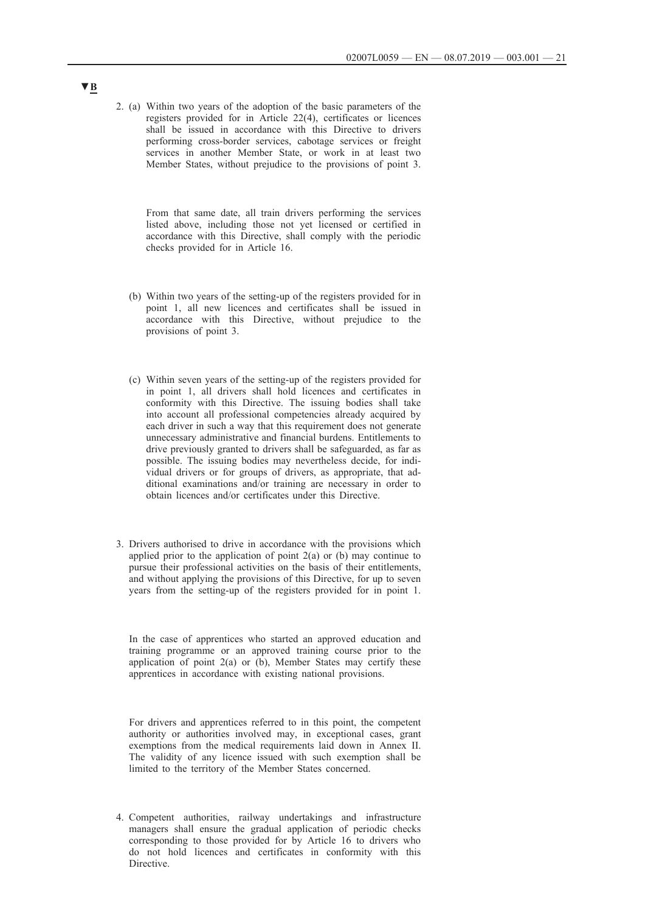▼B

2. (a) Within two years of the adoption of the basic parameters of the registers provided for in Article 22(4), certificates or licences shall be issued in accordance with this Directive to drivers performing cross-border services, cabotage services or freight services in another Member State, or work in at least two Member States, without prejudice to the provisions of point 3.

   From that same date, all train drivers performing the services listed above, including those not yet licensed or certified in accordance with this Directive, shall comply with the periodic checks provided for in Article 16.

   (b) Within two years of the setting-up of the registers provided for in point 1, all new licences and certificates shall be issued in accordance with this Directive, without prejudice to the provisions of point 3.

   (c) Within seven years of the setting-up of the registers provided for in point 1, all drivers shall hold licences and certificates in conformity with this Directive. The issuing bodies shall take into account all professional competencies already acquired by each driver in such a way that this requirement does not generate unnecessary administrative and financial burdens. Entitlements to drive previously granted to drivers shall be safeguarded, as far as possible. The issuing bodies may nevertheless decide, for individual drivers or for groups of drivers, as appropriate, that additional examinations and/or training are necessary in order to obtain licences and/or certificates under this Directive.

3. Drivers authorised to drive in accordance with the provisions which applied prior to the application of point 2(a) or (b) may continue to pursue their professional activities on the basis of their entitlements, and without applying the provisions of this Directive, for up to seven years from the setting-up of the registers provided for in point 1.

   In the case of apprentices who started an approved education and training programme or an approved training course prior to the application of point 2(a) or (b), Member States may certify these apprentices in accordance with existing national provisions.

   For drivers and apprentices referred to in this point, the competent authority or authorities involved may, in exceptional cases, grant exemptions from the medical requirements laid down in Annex II. The validity of any licence issued with such exemption shall be limited to the territory of the Member States concerned.

4. Competent authorities, railway undertakings and infrastructure managers shall ensure the gradual application of periodic checks corresponding to those provided for by Article 16 to drivers who do not hold licences and certificates in conformity with this Directive.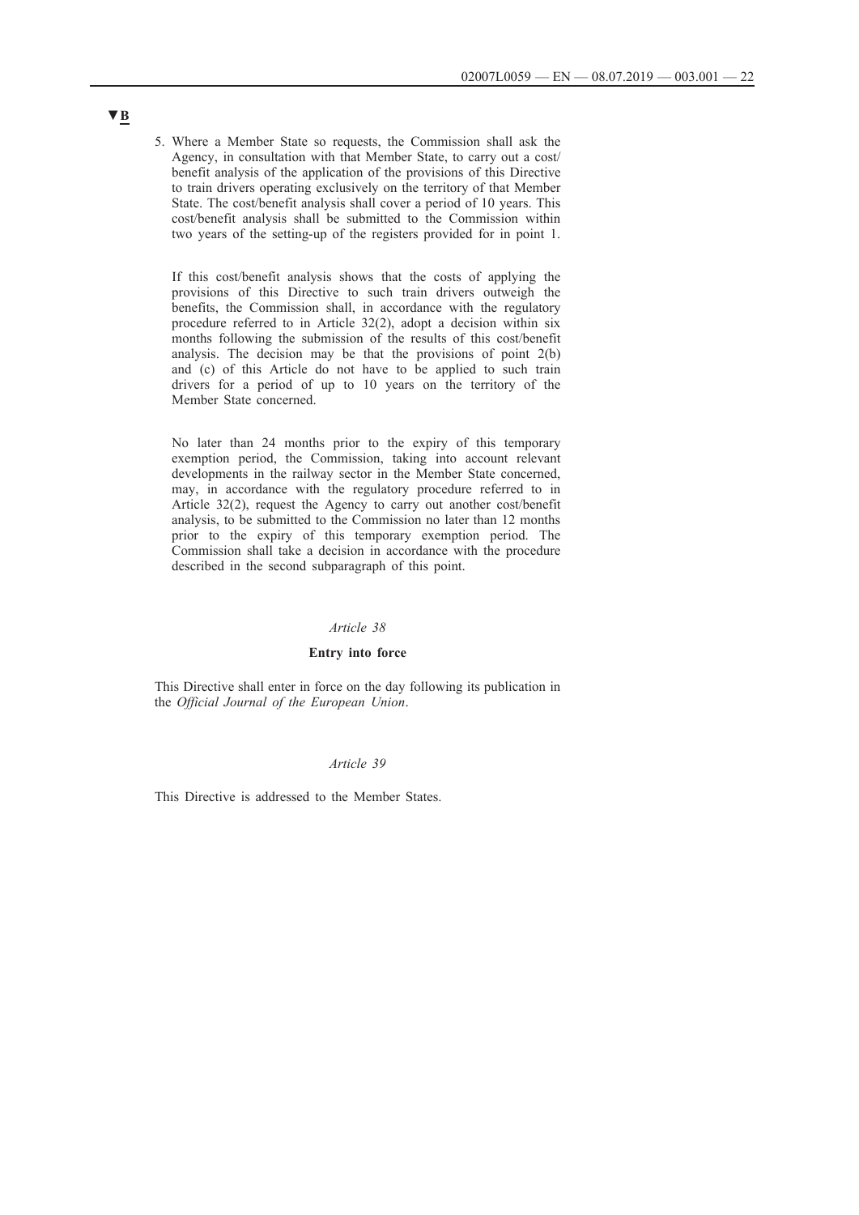▼B

5. Where a Member State so requests, the Commission shall ask the Agency, in consultation with that Member State, to carry out a cost/benefit analysis of the application of the provisions of this Directive to train drivers operating exclusively on the territory of that Member State. The cost/benefit analysis shall cover a period of 10 years. This cost/benefit analysis shall be submitted to the Commission within two years of the setting-up of the registers provided for in point 1.

   If this cost/benefit analysis shows that the costs of applying the provisions of this Directive to such train drivers outweigh the benefits, the Commission shall, in accordance with the regulatory procedure referred to in Article 32(2), adopt a decision within six months following the submission of the results of this cost/benefit analysis. The decision may be that the provisions of point 2(b) and (c) of this Article do not have to be applied to such train drivers for a period of up to 10 years on the territory of the Member State concerned.

   No later than 24 months prior to the expiry of this temporary exemption period, the Commission, taking into account relevant developments in the railway sector in the Member State concerned, may, in accordance with the regulatory procedure referred to in Article 32(2), request the Agency to carry out another cost/benefit analysis, to be submitted to the Commission no later than 12 months prior to the expiry of this temporary exemption period. The Commission shall take a decision in accordance with the procedure described in the second subparagraph of this point.

*Article 38*

**Entry into force**

This Directive shall enter in force on the day following its publication in the *Official Journal of the European Union*.

*Article 39*

This Directive is addressed to the Member States.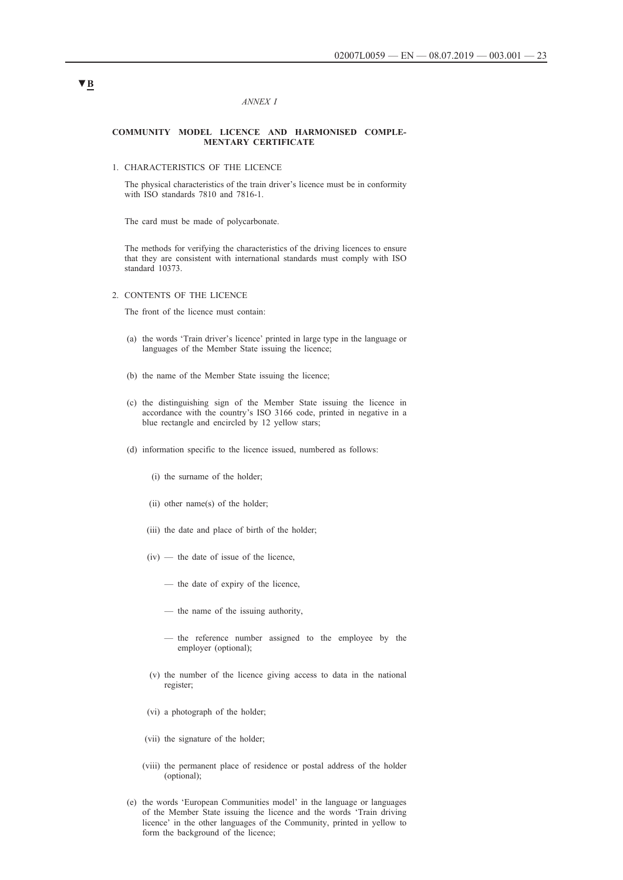▼B

*ANNEX I*

**COMMUNITY MODEL LICENCE AND HARMONISED COMPLEMENTARY CERTIFICATE**

1. CHARACTERISTICS OF THE LICENCE

The physical characteristics of the train driver's licence must be in conformity with ISO standards 7810 and 7816-1.

The card must be made of polycarbonate.

The methods for verifying the characteristics of the driving licences to ensure that they are consistent with international standards must comply with ISO standard 10373.

2. CONTENTS OF THE LICENCE

The front of the licence must contain:

(a) the words 'Train driver's licence' printed in large type in the language or languages of the Member State issuing the licence;

(b) the name of the Member State issuing the licence;

(c) the distinguishing sign of the Member State issuing the licence in accordance with the country's ISO 3166 code, printed in negative in a blue rectangle and encircled by 12 yellow stars;

(d) information specific to the licence issued, numbered as follows:

   (i) the surname of the holder;

   (ii) other name(s) of the holder;

   (iii) the date and place of birth of the holder;

   (iv) — the date of issue of the licence,

      — the date of expiry of the licence,

      — the name of the issuing authority,

      — the reference number assigned to the employee by the employer (optional);

   (v) the number of the licence giving access to data in the national register;

   (vi) a photograph of the holder;

   (vii) the signature of the holder;

   (viii) the permanent place of residence or postal address of the holder (optional);

(e) the words 'European Communities model' in the language or languages of the Member State issuing the licence and the words 'Train driving licence' in the other languages of the Community, printed in yellow to form the background of the licence;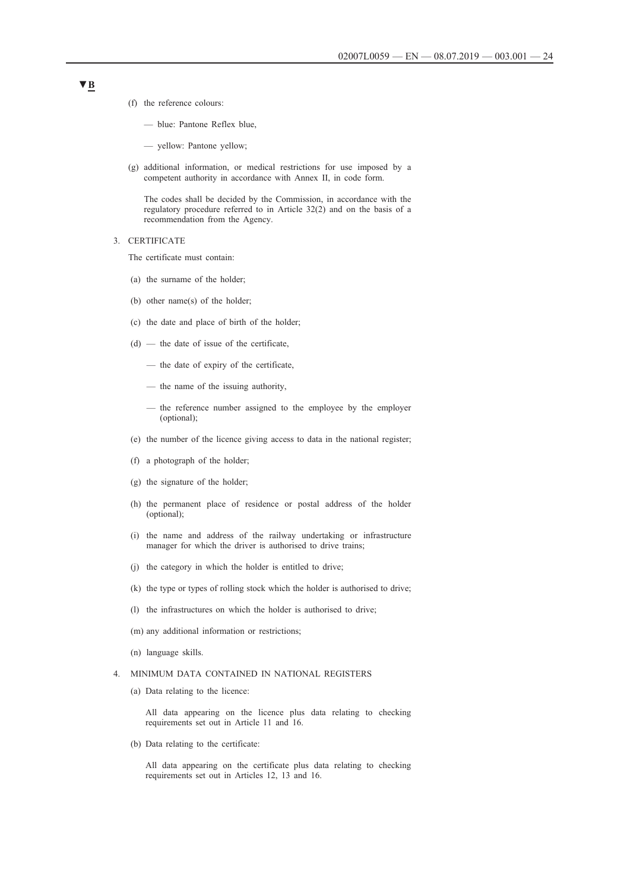▼B

(f) the reference colours:

— blue: Pantone Reflex blue,

— yellow: Pantone yellow;

(g) additional information, or medical restrictions for use imposed by a competent authority in accordance with Annex II, in code form.

The codes shall be decided by the Commission, in accordance with the regulatory procedure referred to in Article 32(2) and on the basis of a recommendation from the Agency.

3. CERTIFICATE

The certificate must contain:

(a) the surname of the holder;

(b) other name(s) of the holder;

(c) the date and place of birth of the holder;

(d) — the date of issue of the certificate,

— the date of expiry of the certificate,

— the name of the issuing authority,

— the reference number assigned to the employee by the employer (optional);

(e) the number of the licence giving access to data in the national register;

(f) a photograph of the holder;

(g) the signature of the holder;

(h) the permanent place of residence or postal address of the holder (optional);

(i) the name and address of the railway undertaking or infrastructure manager for which the driver is authorised to drive trains;

(j) the category in which the holder is entitled to drive;

(k) the type or types of rolling stock which the holder is authorised to drive;

(l) the infrastructures on which the holder is authorised to drive;

(m) any additional information or restrictions;

(n) language skills.

4. MINIMUM DATA CONTAINED IN NATIONAL REGISTERS

(a) Data relating to the licence:

All data appearing on the licence plus data relating to checking requirements set out in Article 11 and 16.

(b) Data relating to the certificate:

All data appearing on the certificate plus data relating to checking requirements set out in Articles 12, 13 and 16.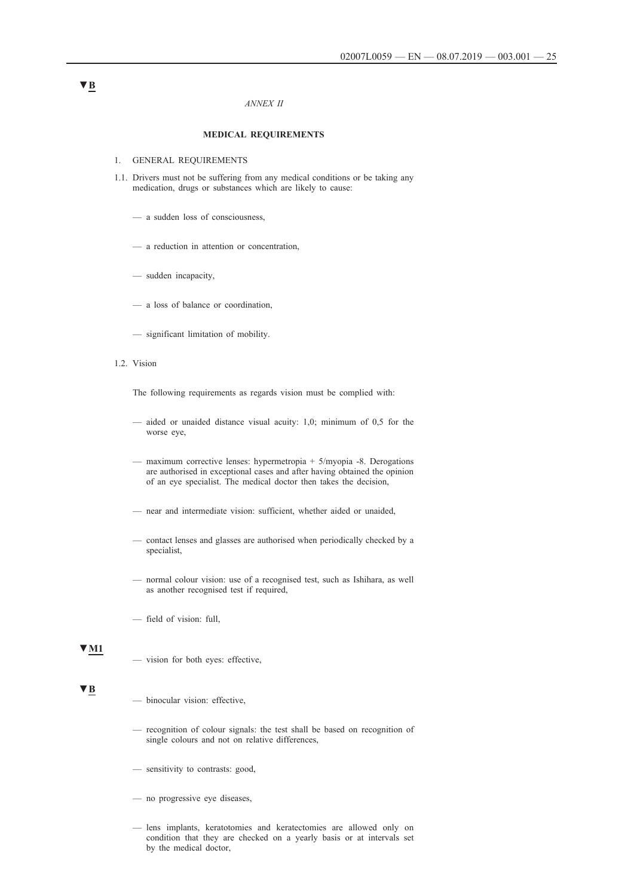▼B

*ANNEX II*

## MEDICAL REQUIREMENTS

1. GENERAL REQUIREMENTS

1.1. Drivers must not be suffering from any medical conditions or be taking any medication, drugs or substances which are likely to cause:

— a sudden loss of consciousness,

— a reduction in attention or concentration,

— sudden incapacity,

— a loss of balance or coordination,

— significant limitation of mobility.

1.2. Vision

The following requirements as regards vision must be complied with:

— aided or unaided distance visual acuity: 1,0; minimum of 0,5 for the worse eye,

— maximum corrective lenses: hypermetropia + 5/myopia -8. Derogations are authorised in exceptional cases and after having obtained the opinion of an eye specialist. The medical doctor then takes the decision,

— near and intermediate vision: sufficient, whether aided or unaided,

— contact lenses and glasses are authorised when periodically checked by a specialist,

— normal colour vision: use of a recognised test, such as Ishihara, as well as another recognised test if required,

— field of vision: full,

▼M1

— vision for both eyes: effective,

▼B

— binocular vision: effective,

— recognition of colour signals: the test shall be based on recognition of single colours and not on relative differences,

— sensitivity to contrasts: good,

— no progressive eye diseases,

— lens implants, keratotomies and keratectomies are allowed only on condition that they are checked on a yearly basis or at intervals set by the medical doctor,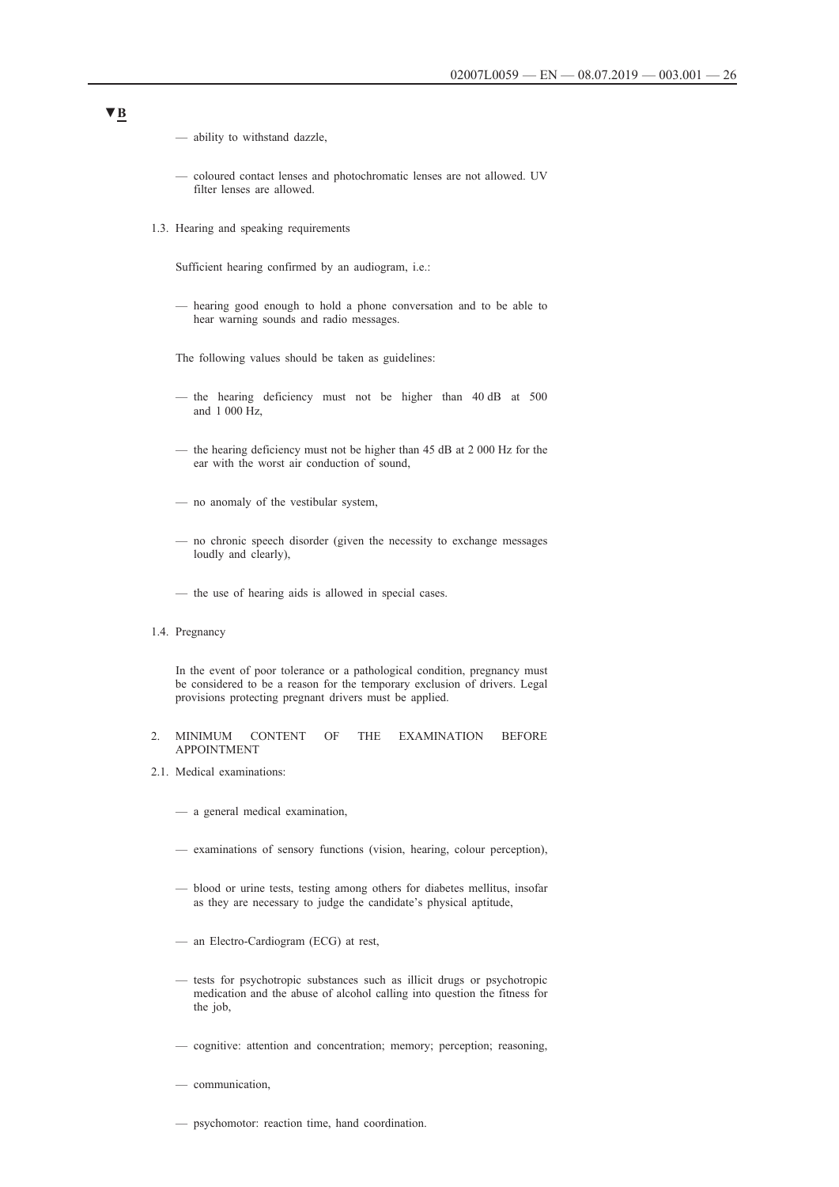▼B

— ability to withstand dazzle,

— coloured contact lenses and photochromatic lenses are not allowed. UV filter lenses are allowed.

1.3. Hearing and speaking requirements

Sufficient hearing confirmed by an audiogram, i.e.:

— hearing good enough to hold a phone conversation and to be able to hear warning sounds and radio messages.

The following values should be taken as guidelines:

— the hearing deficiency must not be higher than 40 dB at 500 and 1 000 Hz,

— the hearing deficiency must not be higher than 45 dB at 2 000 Hz for the ear with the worst air conduction of sound,

— no anomaly of the vestibular system,

— no chronic speech disorder (given the necessity to exchange messages loudly and clearly),

— the use of hearing aids is allowed in special cases.

1.4. Pregnancy

In the event of poor tolerance or a pathological condition, pregnancy must be considered to be a reason for the temporary exclusion of drivers. Legal provisions protecting pregnant drivers must be applied.

2. MINIMUM CONTENT OF THE EXAMINATION BEFORE APPOINTMENT

2.1. Medical examinations:

— a general medical examination,

— examinations of sensory functions (vision, hearing, colour perception),

— blood or urine tests, testing among others for diabetes mellitus, insofar as they are necessary to judge the candidate's physical aptitude,

— an Electro-Cardiogram (ECG) at rest,

— tests for psychotropic substances such as illicit drugs or psychotropic medication and the abuse of alcohol calling into question the fitness for the job,

— cognitive: attention and concentration; memory; perception; reasoning,

— communication,

— psychomotor: reaction time, hand coordination.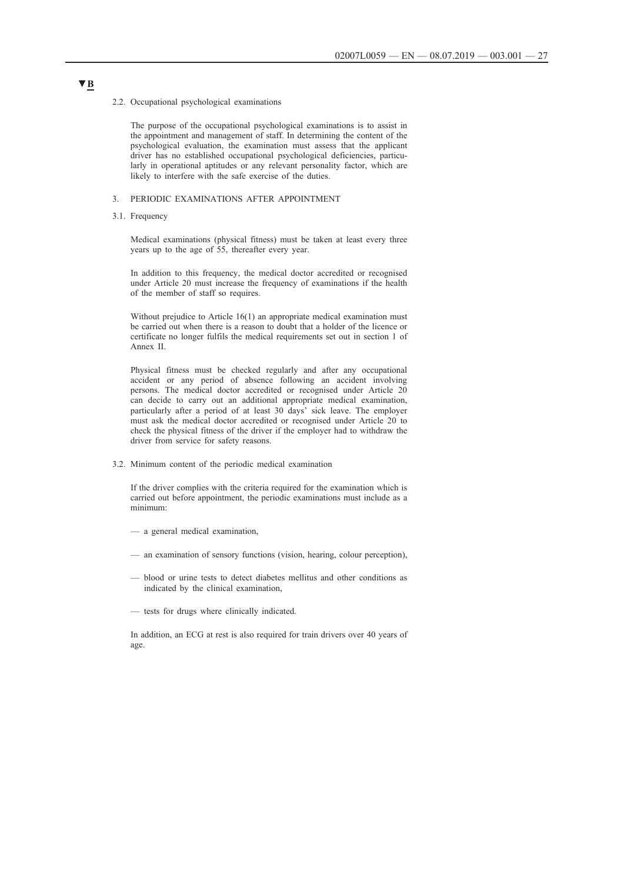▼B

### 2.2. Occupational psychological examinations

The purpose of the occupational psychological examinations is to assist in the appointment and management of staff. In determining the content of the psychological evaluation, the examination must assess that the applicant driver has no established occupational psychological deficiencies, particularly in operational aptitudes or any relevant personality factor, which are likely to interfere with the safe exercise of the duties.

## 3. PERIODIC EXAMINATIONS AFTER APPOINTMENT

### 3.1. Frequency

Medical examinations (physical fitness) must be taken at least every three years up to the age of 55, thereafter every year.

In addition to this frequency, the medical doctor accredited or recognised under Article 20 must increase the frequency of examinations if the health of the member of staff so requires.

Without prejudice to Article 16(1) an appropriate medical examination must be carried out when there is a reason to doubt that a holder of the licence or certificate no longer fulfils the medical requirements set out in section 1 of Annex II.

Physical fitness must be checked regularly and after any occupational accident or any period of absence following an accident involving persons. The medical doctor accredited or recognised under Article 20 can decide to carry out an additional appropriate medical examination, particularly after a period of at least 30 days' sick leave. The employer must ask the medical doctor accredited or recognised under Article 20 to check the physical fitness of the driver if the employer had to withdraw the driver from service for safety reasons.

### 3.2. Minimum content of the periodic medical examination

If the driver complies with the criteria required for the examination which is carried out before appointment, the periodic examinations must include as a minimum:

— a general medical examination,

— an examination of sensory functions (vision, hearing, colour perception),

— blood or urine tests to detect diabetes mellitus and other conditions as indicated by the clinical examination,

— tests for drugs where clinically indicated.

In addition, an ECG at rest is also required for train drivers over 40 years of age.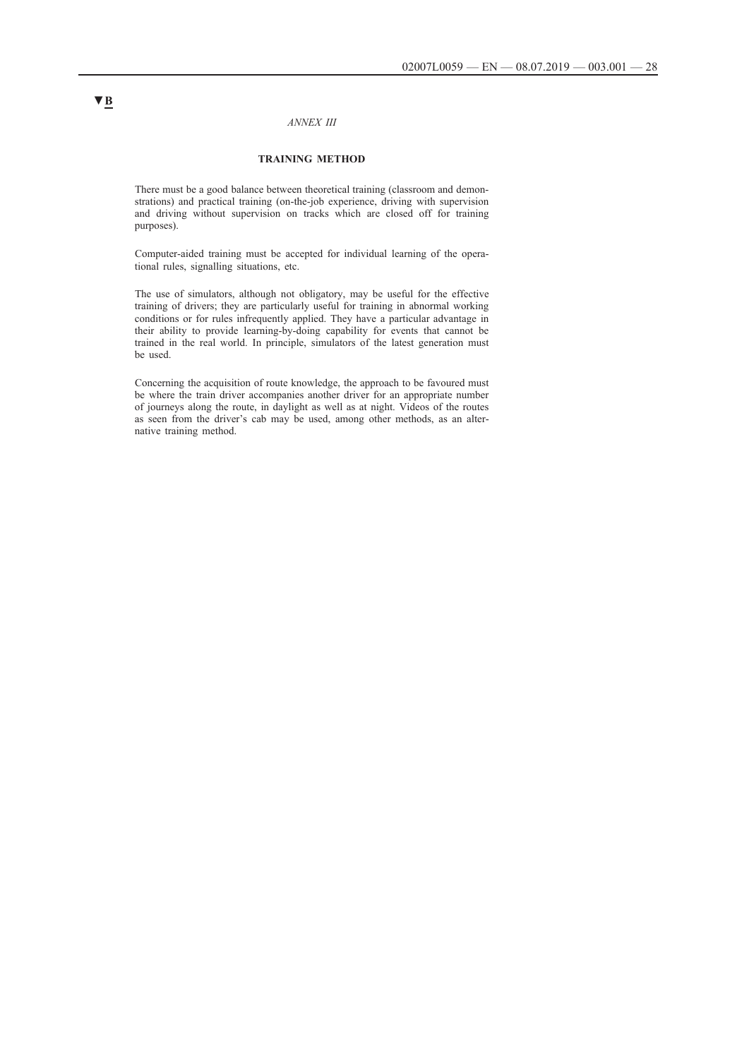▼B

*ANNEX III*

## TRAINING METHOD

There must be a good balance between theoretical training (classroom and demonstrations) and practical training (on-the-job experience, driving with supervision and driving without supervision on tracks which are closed off for training purposes).

Computer-aided training must be accepted for individual learning of the operational rules, signalling situations, etc.

The use of simulators, although not obligatory, may be useful for the effective training of drivers; they are particularly useful for training in abnormal working conditions or for rules infrequently applied. They have a particular advantage in their ability to provide learning-by-doing capability for events that cannot be trained in the real world. In principle, simulators of the latest generation must be used.

Concerning the acquisition of route knowledge, the approach to be favoured must be where the train driver accompanies another driver for an appropriate number of journeys along the route, in daylight as well as at night. Videos of the routes as seen from the driver's cab may be used, among other methods, as an alternative training method.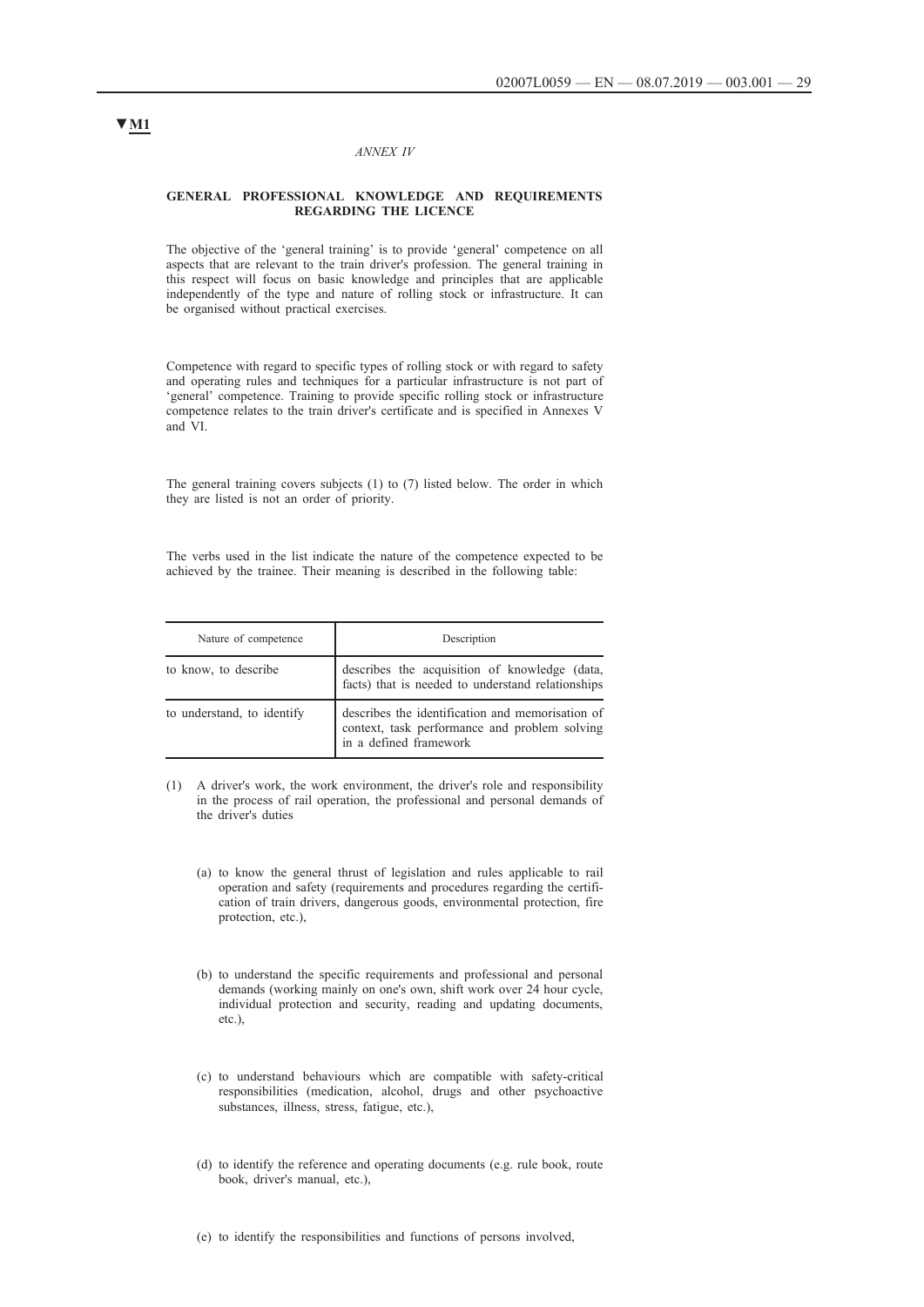▼M1

*ANNEX IV*

**GENERAL PROFESSIONAL KNOWLEDGE AND REQUIREMENTS REGARDING THE LICENCE**

The objective of the 'general training' is to provide 'general' competence on all aspects that are relevant to the train driver's profession. The general training in this respect will focus on basic knowledge and principles that are applicable independently of the type and nature of rolling stock or infrastructure. It can be organised without practical exercises.

Competence with regard to specific types of rolling stock or with regard to safety and operating rules and techniques for a particular infrastructure is not part of 'general' competence. Training to provide specific rolling stock or infrastructure competence relates to the train driver's certificate and is specified in Annexes V and VI.

The general training covers subjects (1) to (7) listed below. The order in which they are listed is not an order of priority.

The verbs used in the list indicate the nature of the competence expected to be achieved by the trainee. Their meaning is described in the following table:

| Nature of competence | Description |
|---|---|
| to know, to describe | describes the acquisition of knowledge (data, facts) that is needed to understand relationships |
| to understand, to identify | describes the identification and memorisation of context, task performance and problem solving in a defined framework |

(1) A driver's work, the work environment, the driver's role and responsibility in the process of rail operation, the professional and personal demands of the driver's duties

  (a) to know the general thrust of legislation and rules applicable to rail operation and safety (requirements and procedures regarding the certification of train drivers, dangerous goods, environmental protection, fire protection, etc.),

  (b) to understand the specific requirements and professional and personal demands (working mainly on one's own, shift work over 24 hour cycle, individual protection and security, reading and updating documents, etc.),

  (c) to understand behaviours which are compatible with safety-critical responsibilities (medication, alcohol, drugs and other psychoactive substances, illness, stress, fatigue, etc.),

  (d) to identify the reference and operating documents (e.g. rule book, route book, driver's manual, etc.),

  (e) to identify the responsibilities and functions of persons involved,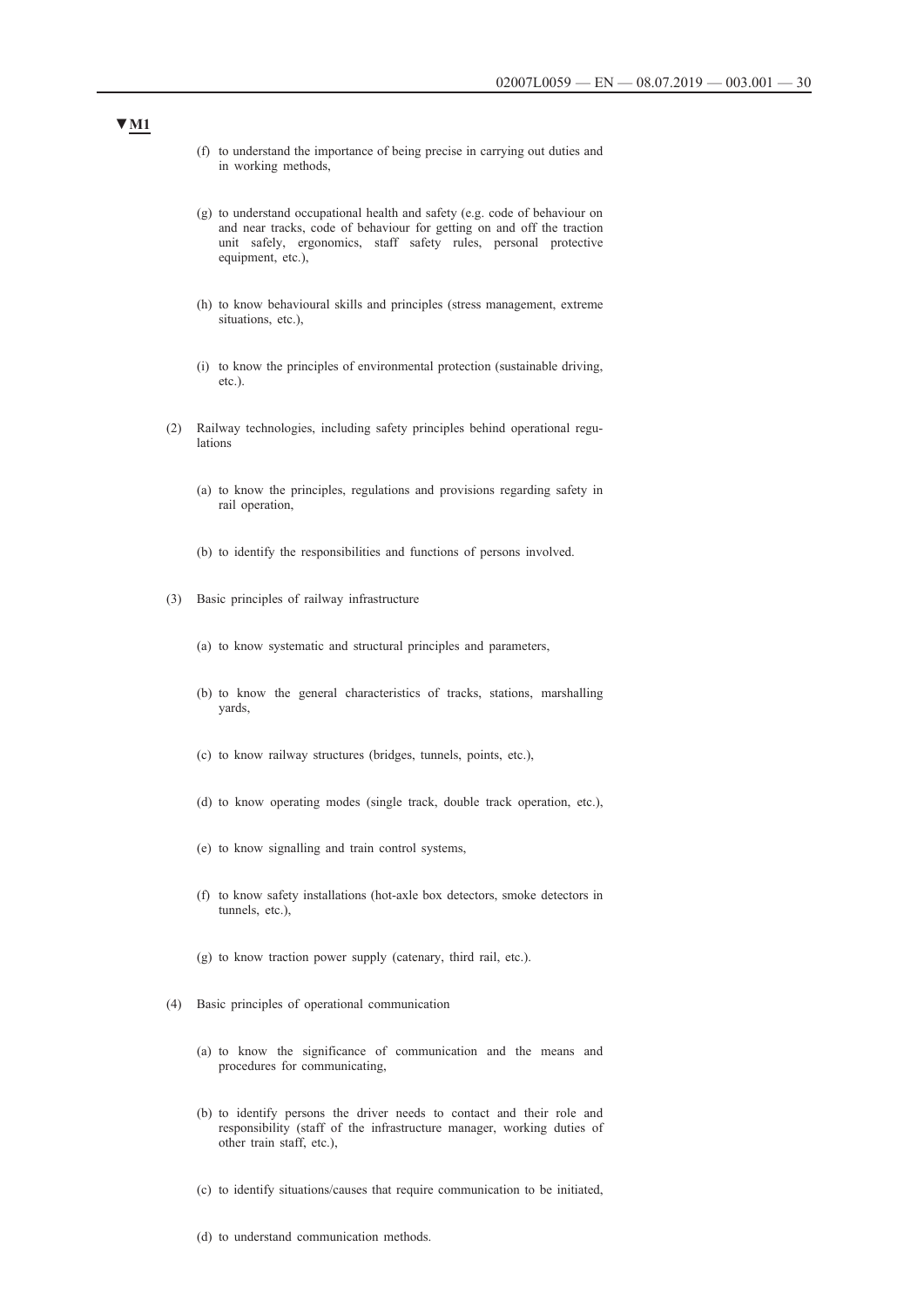▼M1

(f) to understand the importance of being precise in carrying out duties and in working methods,

(g) to understand occupational health and safety (e.g. code of behaviour on and near tracks, code of behaviour for getting on and off the traction unit safely, ergonomics, staff safety rules, personal protective equipment, etc.),

(h) to know behavioural skills and principles (stress management, extreme situations, etc.),

(i) to know the principles of environmental protection (sustainable driving, etc.).

(2) Railway technologies, including safety principles behind operational regulations

(a) to know the principles, regulations and provisions regarding safety in rail operation,

(b) to identify the responsibilities and functions of persons involved.

(3) Basic principles of railway infrastructure

(a) to know systematic and structural principles and parameters,

(b) to know the general characteristics of tracks, stations, marshalling yards,

(c) to know railway structures (bridges, tunnels, points, etc.),

(d) to know operating modes (single track, double track operation, etc.),

(e) to know signalling and train control systems,

(f) to know safety installations (hot-axle box detectors, smoke detectors in tunnels, etc.),

(g) to know traction power supply (catenary, third rail, etc.).

(4) Basic principles of operational communication

(a) to know the significance of communication and the means and procedures for communicating,

(b) to identify persons the driver needs to contact and their role and responsibility (staff of the infrastructure manager, working duties of other train staff, etc.),

(c) to identify situations/causes that require communication to be initiated,

(d) to understand communication methods.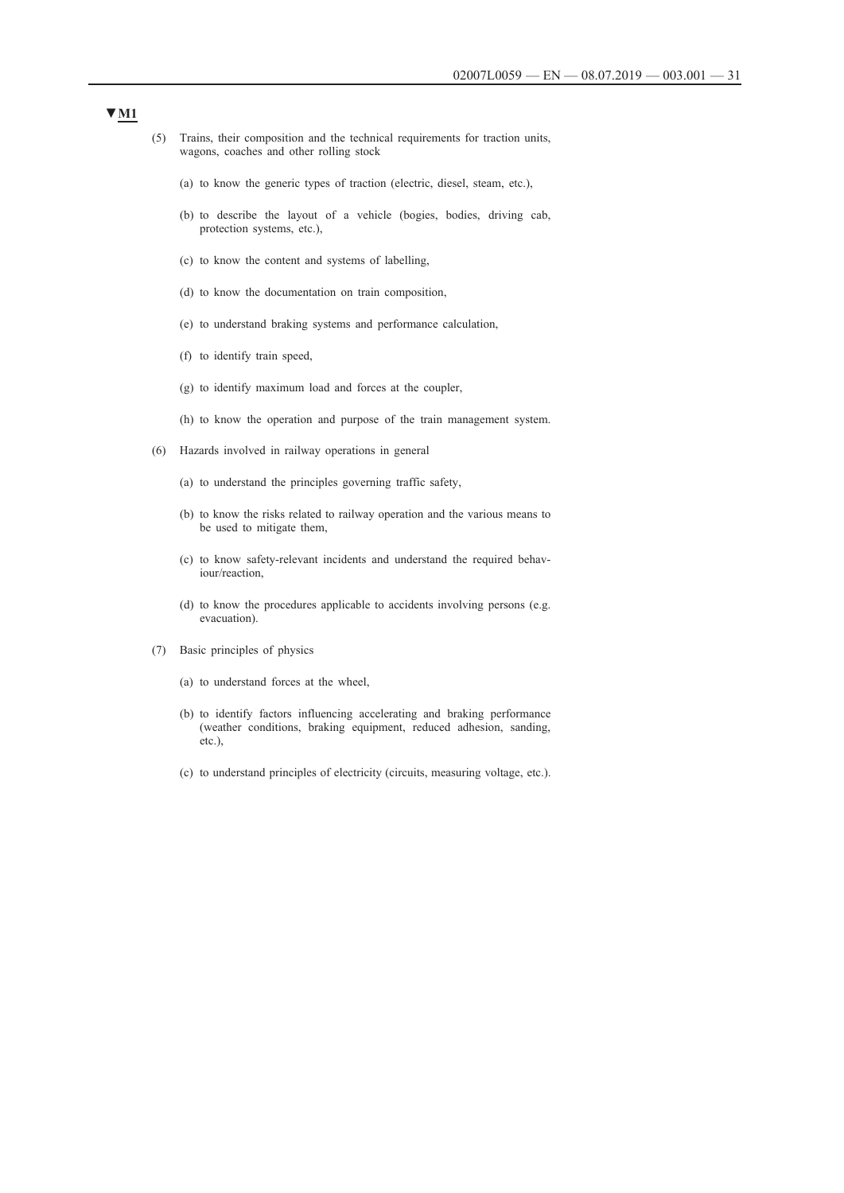▼M1

(5) Trains, their composition and the technical requirements for traction units, wagons, coaches and other rolling stock

   (a) to know the generic types of traction (electric, diesel, steam, etc.),

   (b) to describe the layout of a vehicle (bogies, bodies, driving cab, protection systems, etc.),

   (c) to know the content and systems of labelling,

   (d) to know the documentation on train composition,

   (e) to understand braking systems and performance calculation,

   (f) to identify train speed,

   (g) to identify maximum load and forces at the coupler,

   (h) to know the operation and purpose of the train management system.

(6) Hazards involved in railway operations in general

   (a) to understand the principles governing traffic safety,

   (b) to know the risks related to railway operation and the various means to be used to mitigate them,

   (c) to know safety-relevant incidents and understand the required behaviour/reaction,

   (d) to know the procedures applicable to accidents involving persons (e.g. evacuation).

(7) Basic principles of physics

   (a) to understand forces at the wheel,

   (b) to identify factors influencing accelerating and braking performance (weather conditions, braking equipment, reduced adhesion, sanding, etc.),

   (c) to understand principles of electricity (circuits, measuring voltage, etc.).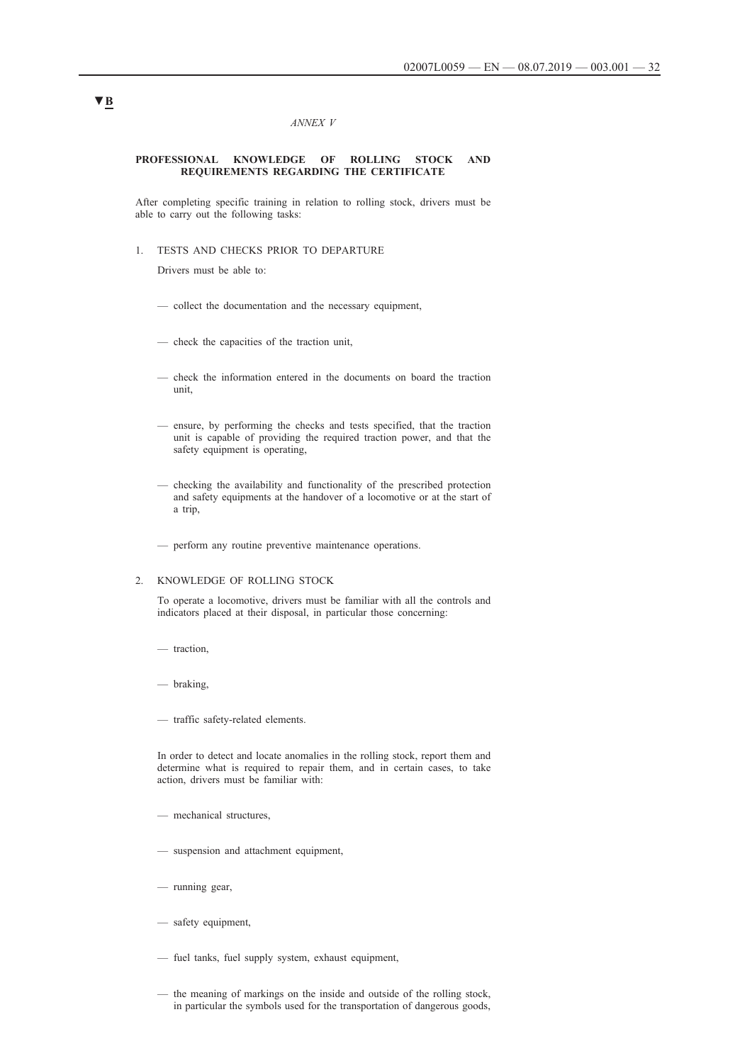▼B

*ANNEX V*

**PROFESSIONAL KNOWLEDGE OF ROLLING STOCK AND REQUIREMENTS REGARDING THE CERTIFICATE**

After completing specific training in relation to rolling stock, drivers must be able to carry out the following tasks:

1. TESTS AND CHECKS PRIOR TO DEPARTURE

   Drivers must be able to:

   — collect the documentation and the necessary equipment,

   — check the capacities of the traction unit,

   — check the information entered in the documents on board the traction unit,

   — ensure, by performing the checks and tests specified, that the traction unit is capable of providing the required traction power, and that the safety equipment is operating,

   — checking the availability and functionality of the prescribed protection and safety equipments at the handover of a locomotive or at the start of a trip,

   — perform any routine preventive maintenance operations.

2. KNOWLEDGE OF ROLLING STOCK

   To operate a locomotive, drivers must be familiar with all the controls and indicators placed at their disposal, in particular those concerning:

   — traction,

   — braking,

   — traffic safety-related elements.

   In order to detect and locate anomalies in the rolling stock, report them and determine what is required to repair them, and in certain cases, to take action, drivers must be familiar with:

   — mechanical structures,

   — suspension and attachment equipment,

   — running gear,

   — safety equipment,

   — fuel tanks, fuel supply system, exhaust equipment,

   — the meaning of markings on the inside and outside of the rolling stock, in particular the symbols used for the transportation of dangerous goods,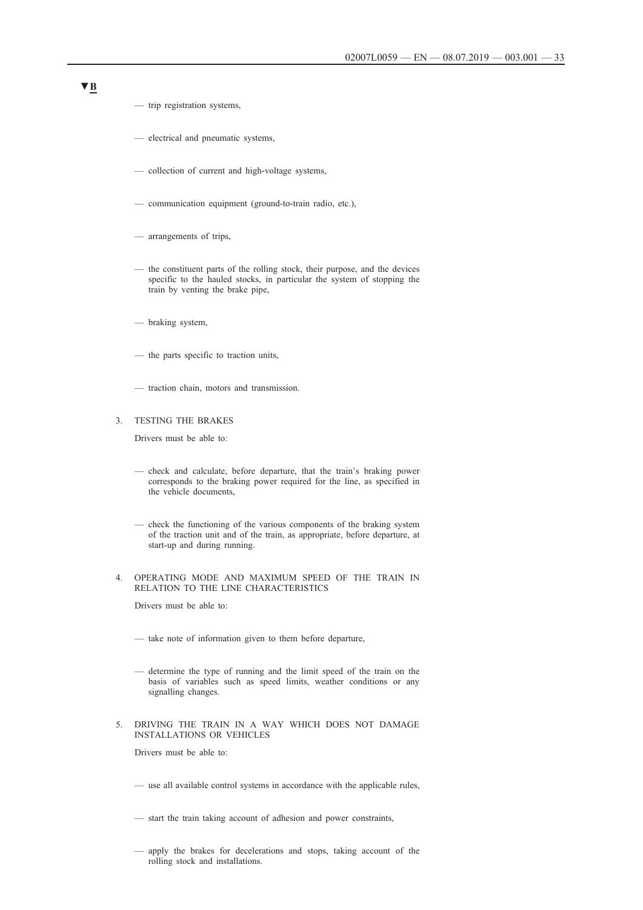▼B

- trip registration systems,
- electrical and pneumatic systems,
- collection of current and high-voltage systems,
- communication equipment (ground-to-train radio, etc.),
- arrangements of trips,
- the constituent parts of the rolling stock, their purpose, and the devices specific to the hauled stocks, in particular the system of stopping the train by venting the brake pipe,
- braking system,
- the parts specific to traction units,
- traction chain, motors and transmission.

3. TESTING THE BRAKES

Drivers must be able to:

- check and calculate, before departure, that the train's braking power corresponds to the braking power required for the line, as specified in the vehicle documents,
- check the functioning of the various components of the braking system of the traction unit and of the train, as appropriate, before departure, at start-up and during running.

4. OPERATING MODE AND MAXIMUM SPEED OF THE TRAIN IN RELATION TO THE LINE CHARACTERISTICS

Drivers must be able to:

- take note of information given to them before departure,
- determine the type of running and the limit speed of the train on the basis of variables such as speed limits, weather conditions or any signalling changes.

5. DRIVING THE TRAIN IN A WAY WHICH DOES NOT DAMAGE INSTALLATIONS OR VEHICLES

Drivers must be able to:

- use all available control systems in accordance with the applicable rules,
- start the train taking account of adhesion and power constraints,
- apply the brakes for decelerations and stops, taking account of the rolling stock and installations.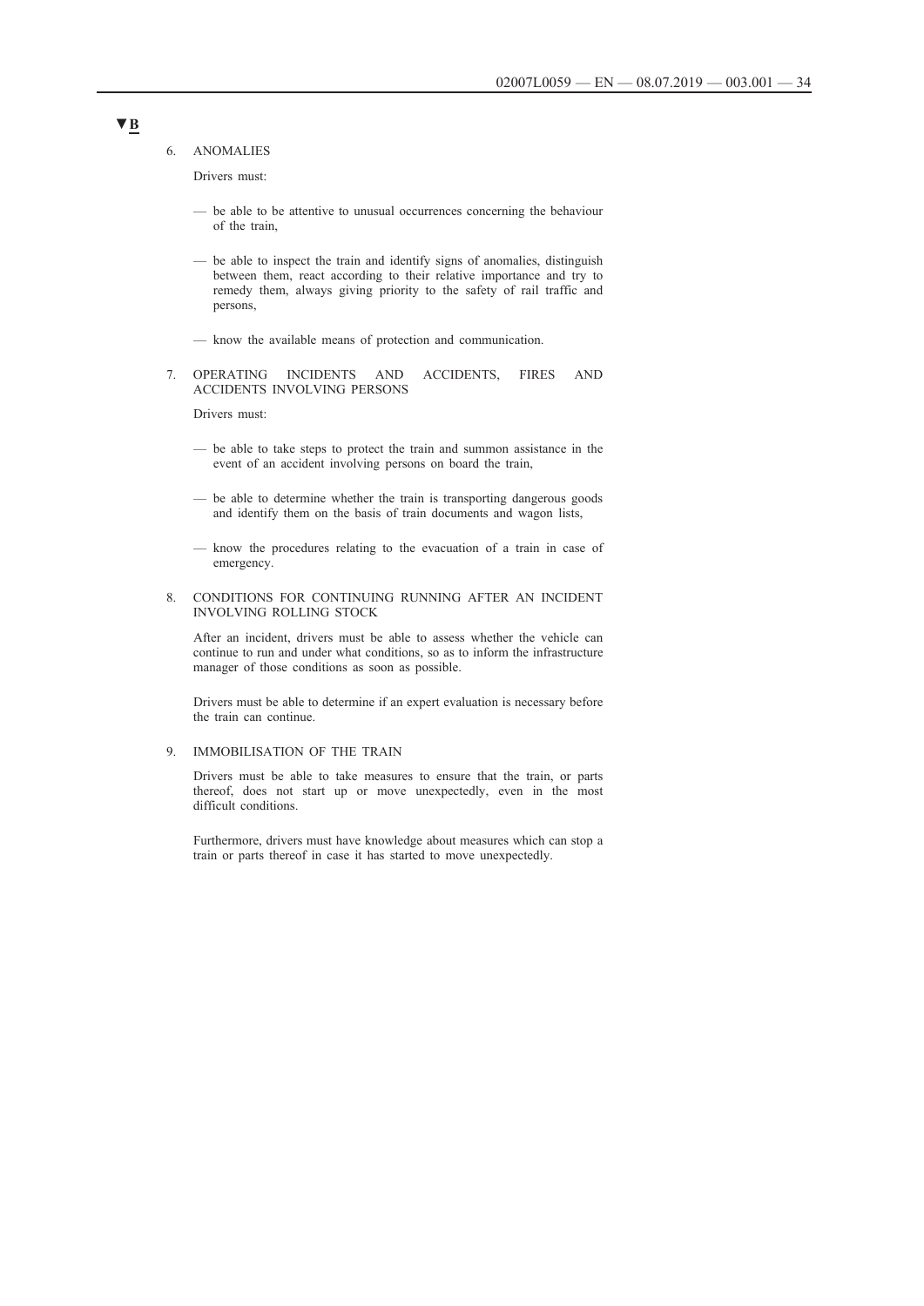▼B

6. ANOMALIES

Drivers must:

— be able to be attentive to unusual occurrences concerning the behaviour of the train,

— be able to inspect the train and identify signs of anomalies, distinguish between them, react according to their relative importance and try to remedy them, always giving priority to the safety of rail traffic and persons,

— know the available means of protection and communication.

7. OPERATING INCIDENTS AND ACCIDENTS, FIRES AND ACCIDENTS INVOLVING PERSONS

Drivers must:

— be able to take steps to protect the train and summon assistance in the event of an accident involving persons on board the train,

— be able to determine whether the train is transporting dangerous goods and identify them on the basis of train documents and wagon lists,

— know the procedures relating to the evacuation of a train in case of emergency.

8. CONDITIONS FOR CONTINUING RUNNING AFTER AN INCIDENT INVOLVING ROLLING STOCK

After an incident, drivers must be able to assess whether the vehicle can continue to run and under what conditions, so as to inform the infrastructure manager of those conditions as soon as possible.

Drivers must be able to determine if an expert evaluation is necessary before the train can continue.

9. IMMOBILISATION OF THE TRAIN

Drivers must be able to take measures to ensure that the train, or parts thereof, does not start up or move unexpectedly, even in the most difficult conditions.

Furthermore, drivers must have knowledge about measures which can stop a train or parts thereof in case it has started to move unexpectedly.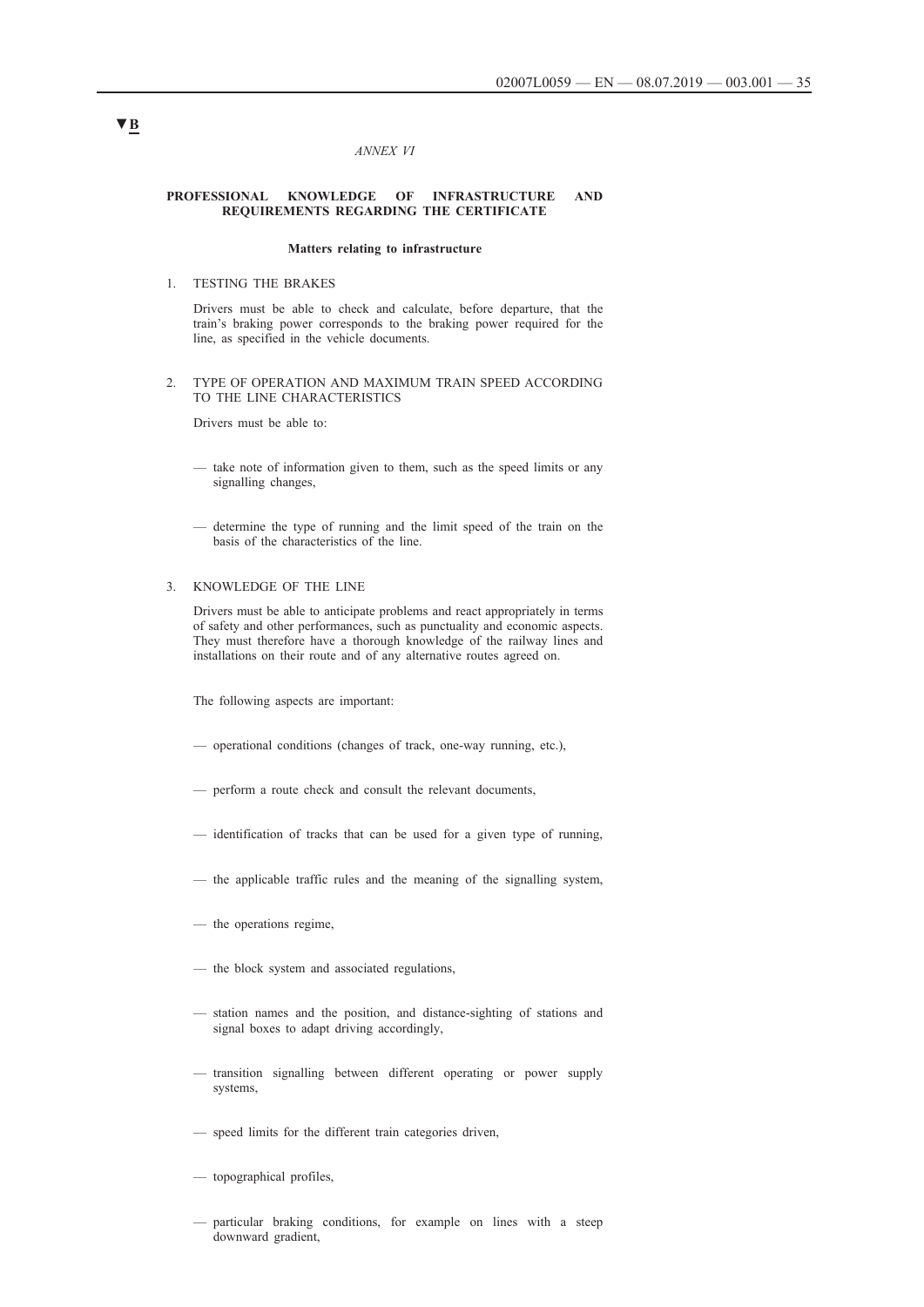▼B

*ANNEX VI*

## PROFESSIONAL KNOWLEDGE OF INFRASTRUCTURE AND REQUIREMENTS REGARDING THE CERTIFICATE

### Matters relating to infrastructure

1. TESTING THE BRAKES

Drivers must be able to check and calculate, before departure, that the train's braking power corresponds to the braking power required for the line, as specified in the vehicle documents.

2. TYPE OF OPERATION AND MAXIMUM TRAIN SPEED ACCORDING TO THE LINE CHARACTERISTICS

Drivers must be able to:

— take note of information given to them, such as the speed limits or any signalling changes,

— determine the type of running and the limit speed of the train on the basis of the characteristics of the line.

3. KNOWLEDGE OF THE LINE

Drivers must be able to anticipate problems and react appropriately in terms of safety and other performances, such as punctuality and economic aspects. They must therefore have a thorough knowledge of the railway lines and installations on their route and of any alternative routes agreed on.

The following aspects are important:

— operational conditions (changes of track, one-way running, etc.),

— perform a route check and consult the relevant documents,

— identification of tracks that can be used for a given type of running,

— the applicable traffic rules and the meaning of the signalling system,

— the operations regime,

— the block system and associated regulations,

— station names and the position, and distance-sighting of stations and signal boxes to adapt driving accordingly,

— transition signalling between different operating or power supply systems,

— speed limits for the different train categories driven,

— topographical profiles,

— particular braking conditions, for example on lines with a steep downward gradient,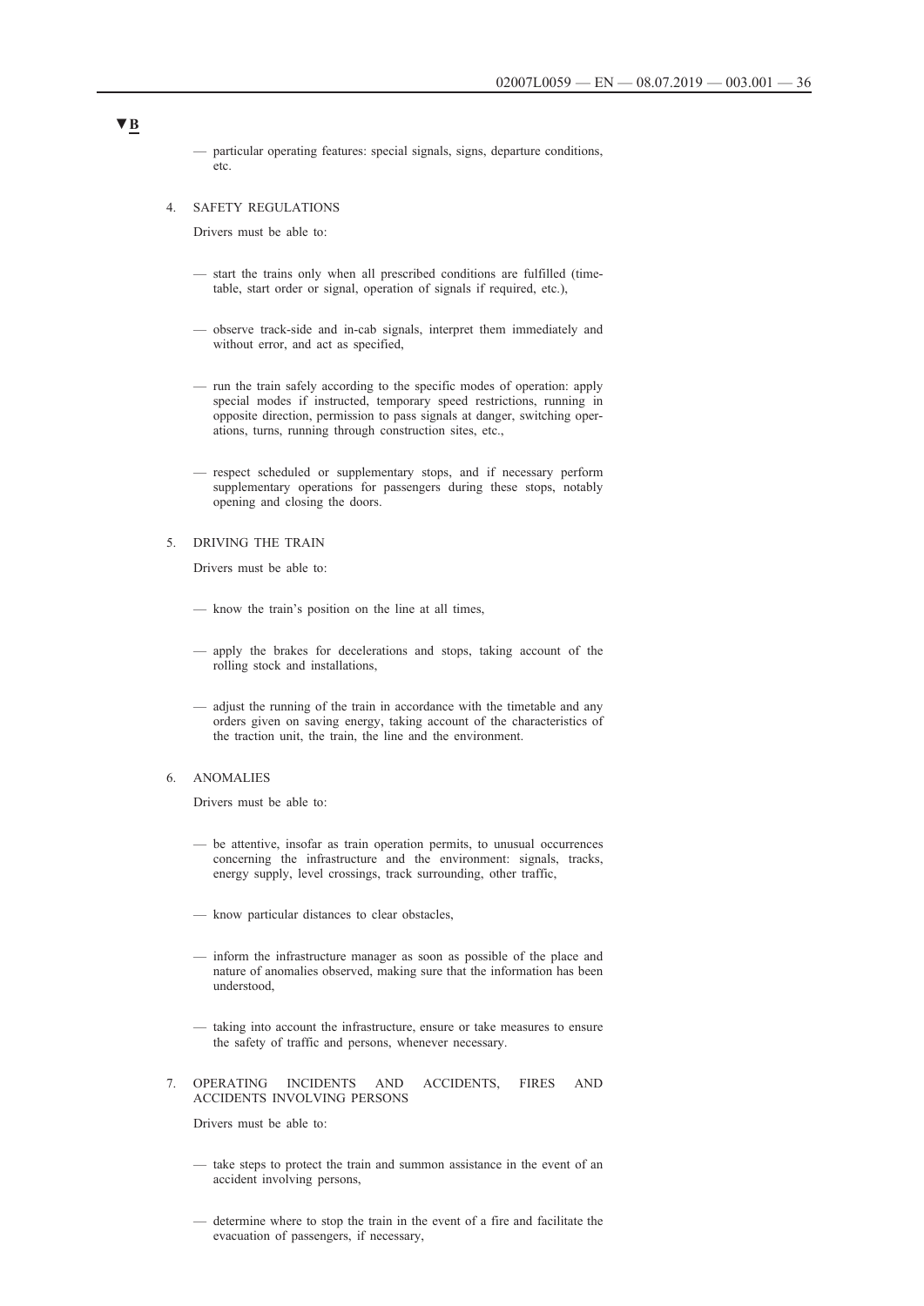▼B

— particular operating features: special signals, signs, departure conditions, etc.

4. SAFETY REGULATIONS

Drivers must be able to:

— start the trains only when all prescribed conditions are fulfilled (timetable, start order or signal, operation of signals if required, etc.),

— observe track-side and in-cab signals, interpret them immediately and without error, and act as specified,

— run the train safely according to the specific modes of operation: apply special modes if instructed, temporary speed restrictions, running in opposite direction, permission to pass signals at danger, switching operations, turns, running through construction sites, etc.,

— respect scheduled or supplementary stops, and if necessary perform supplementary operations for passengers during these stops, notably opening and closing the doors.

5. DRIVING THE TRAIN

Drivers must be able to:

— know the train's position on the line at all times,

— apply the brakes for decelerations and stops, taking account of the rolling stock and installations,

— adjust the running of the train in accordance with the timetable and any orders given on saving energy, taking account of the characteristics of the traction unit, the train, the line and the environment.

6. ANOMALIES

Drivers must be able to:

— be attentive, insofar as train operation permits, to unusual occurrences concerning the infrastructure and the environment: signals, tracks, energy supply, level crossings, track surrounding, other traffic,

— know particular distances to clear obstacles,

— inform the infrastructure manager as soon as possible of the place and nature of anomalies observed, making sure that the information has been understood,

— taking into account the infrastructure, ensure or take measures to ensure the safety of traffic and persons, whenever necessary.

7. OPERATING INCIDENTS AND ACCIDENTS, FIRES AND ACCIDENTS INVOLVING PERSONS

Drivers must be able to:

— take steps to protect the train and summon assistance in the event of an accident involving persons,

— determine where to stop the train in the event of a fire and facilitate the evacuation of passengers, if necessary,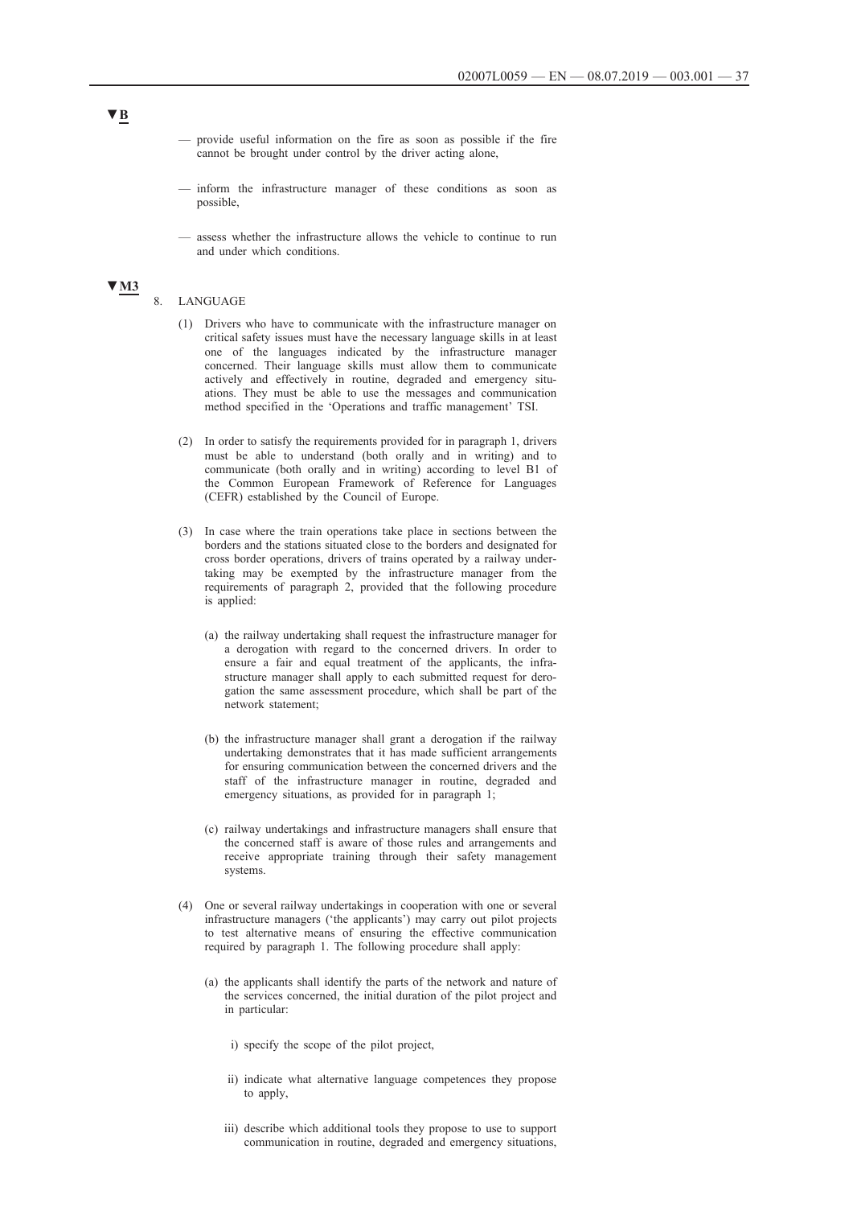▼B

— provide useful information on the fire as soon as possible if the fire cannot be brought under control by the driver acting alone,

— inform the infrastructure manager of these conditions as soon as possible,

— assess whether the infrastructure allows the vehicle to continue to run and under which conditions.

▼M3

8. LANGUAGE

(1) Drivers who have to communicate with the infrastructure manager on critical safety issues must have the necessary language skills in at least one of the languages indicated by the infrastructure manager concerned. Their language skills must allow them to communicate actively and effectively in routine, degraded and emergency situations. They must be able to use the messages and communication method specified in the 'Operations and traffic management' TSI.

(2) In order to satisfy the requirements provided for in paragraph 1, drivers must be able to understand (both orally and in writing) and to communicate (both orally and in writing) according to level B1 of the Common European Framework of Reference for Languages (CEFR) established by the Council of Europe.

(3) In case where the train operations take place in sections between the borders and the stations situated close to the borders and designated for cross border operations, drivers of trains operated by a railway undertaking may be exempted by the infrastructure manager from the requirements of paragraph 2, provided that the following procedure is applied:

(a) the railway undertaking shall request the infrastructure manager for a derogation with regard to the concerned drivers. In order to ensure a fair and equal treatment of the applicants, the infrastructure manager shall apply to each submitted request for derogation the same assessment procedure, which shall be part of the network statement;

(b) the infrastructure manager shall grant a derogation if the railway undertaking demonstrates that it has made sufficient arrangements for ensuring communication between the concerned drivers and the staff of the infrastructure manager in routine, degraded and emergency situations, as provided for in paragraph 1;

(c) railway undertakings and infrastructure managers shall ensure that the concerned staff is aware of those rules and arrangements and receive appropriate training through their safety management systems.

(4) One or several railway undertakings in cooperation with one or several infrastructure managers ('the applicants') may carry out pilot projects to test alternative means of ensuring the effective communication required by paragraph 1. The following procedure shall apply:

(a) the applicants shall identify the parts of the network and nature of the services concerned, the initial duration of the pilot project and in particular:

i) specify the scope of the pilot project,

ii) indicate what alternative language competences they propose to apply,

iii) describe which additional tools they propose to use to support communication in routine, degraded and emergency situations,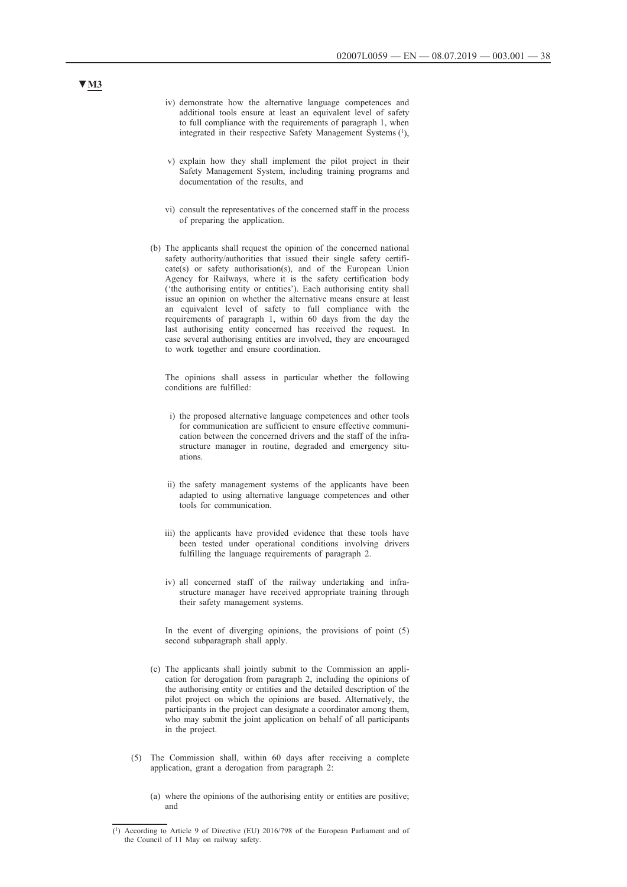▼M3

iv) demonstrate how the alternative language competences and additional tools ensure at least an equivalent level of safety to full compliance with the requirements of paragraph 1, when integrated in their respective Safety Management Systems [1],

v) explain how they shall implement the pilot project in their Safety Management System, including training programs and documentation of the results, and

vi) consult the representatives of the concerned staff in the process of preparing the application.

(b) The applicants shall request the opinion of the concerned national safety authority/authorities that issued their single safety certificate(s) or safety authorisation(s), and of the European Union Agency for Railways, where it is the safety certification body ('the authorising entity or entities'). Each authorising entity shall issue an opinion on whether the alternative means ensure at least an equivalent level of safety to full compliance with the requirements of paragraph 1, within 60 days from the day the last authorising entity concerned has received the request. In case several authorising entities are involved, they are encouraged to work together and ensure coordination.

The opinions shall assess in particular whether the following conditions are fulfilled:

i) the proposed alternative language competences and other tools for communication are sufficient to ensure effective communication between the concerned drivers and the staff of the infrastructure manager in routine, degraded and emergency situations.

ii) the safety management systems of the applicants have been adapted to using alternative language competences and other tools for communication.

iii) the applicants have provided evidence that these tools have been tested under operational conditions involving drivers fulfilling the language requirements of paragraph 2.

iv) all concerned staff of the railway undertaking and infrastructure manager have received appropriate training through their safety management systems.

In the event of diverging opinions, the provisions of point (5) second subparagraph shall apply.

(c) The applicants shall jointly submit to the Commission an application for derogation from paragraph 2, including the opinions of the authorising entity or entities and the detailed description of the pilot project on which the opinions are based. Alternatively, the participants in the project can designate a coordinator among them, who may submit the joint application on behalf of all participants in the project.

(5) The Commission shall, within 60 days after receiving a complete application, grant a derogation from paragraph 2:

(a) where the opinions of the authorising entity or entities are positive; and

[1] According to Article 9 of Directive (EU) 2016/798 of the European Parliament and of the Council of 11 May on railway safety.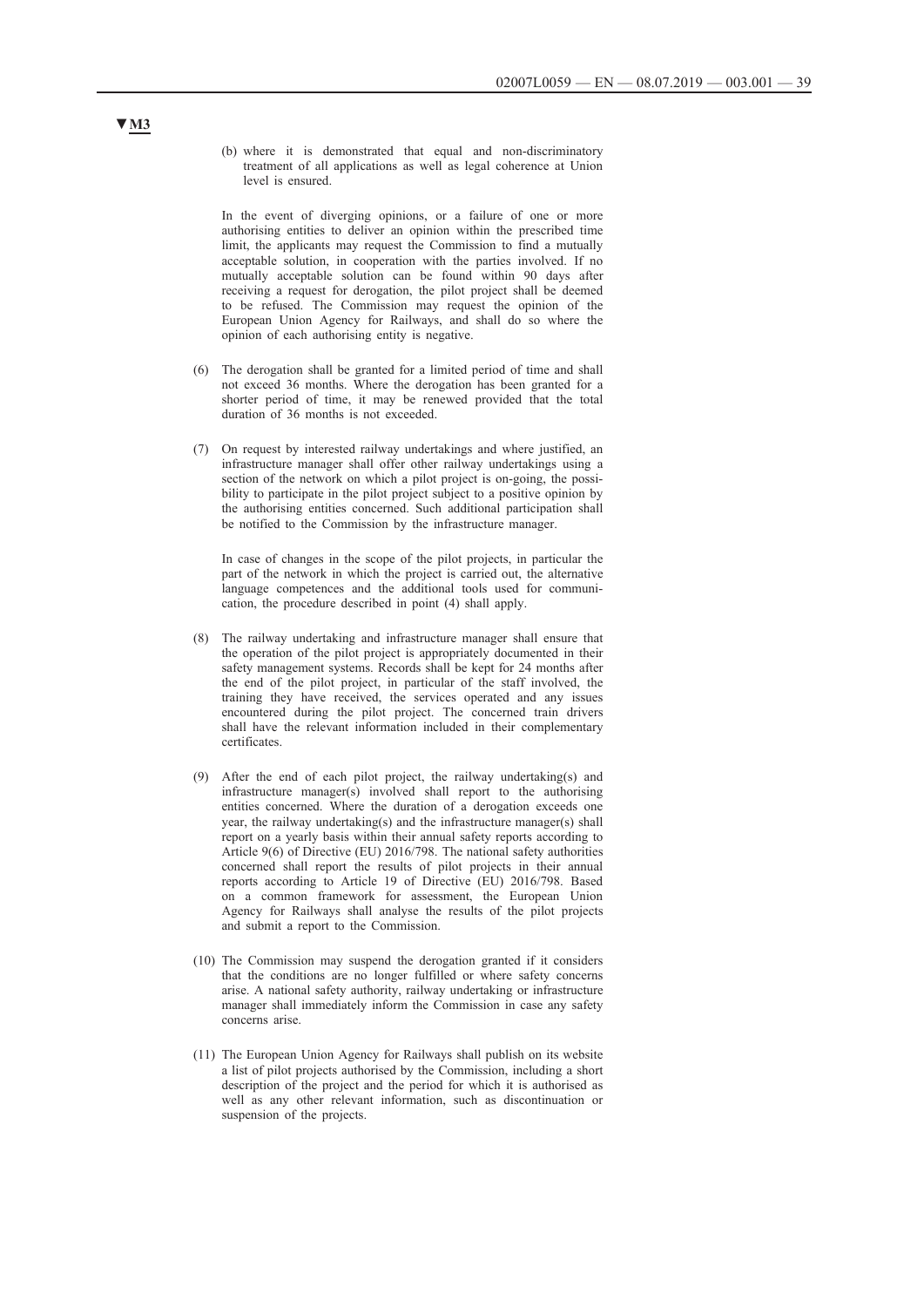▼M3

(b) where it is demonstrated that equal and non-discriminatory treatment of all applications as well as legal coherence at Union level is ensured.

In the event of diverging opinions, or a failure of one or more authorising entities to deliver an opinion within the prescribed time limit, the applicants may request the Commission to find a mutually acceptable solution, in cooperation with the parties involved. If no mutually acceptable solution can be found within 90 days after receiving a request for derogation, the pilot project shall be deemed to be refused. The Commission may request the opinion of the European Union Agency for Railways, and shall do so where the opinion of each authorising entity is negative.

(6) The derogation shall be granted for a limited period of time and shall not exceed 36 months. Where the derogation has been granted for a shorter period of time, it may be renewed provided that the total duration of 36 months is not exceeded.

(7) On request by interested railway undertakings and where justified, an infrastructure manager shall offer other railway undertakings using a section of the network on which a pilot project is on-going, the possibility to participate in the pilot project subject to a positive opinion by the authorising entities concerned. Such additional participation shall be notified to the Commission by the infrastructure manager.

In case of changes in the scope of the pilot projects, in particular the part of the network in which the project is carried out, the alternative language competences and the additional tools used for communication, the procedure described in point (4) shall apply.

(8) The railway undertaking and infrastructure manager shall ensure that the operation of the pilot project is appropriately documented in their safety management systems. Records shall be kept for 24 months after the end of the pilot project, in particular of the staff involved, the training they have received, the services operated and any issues encountered during the pilot project. The concerned train drivers shall have the relevant information included in their complementary certificates.

(9) After the end of each pilot project, the railway undertaking(s) and infrastructure manager(s) involved shall report to the authorising entities concerned. Where the duration of a derogation exceeds one year, the railway undertaking(s) and the infrastructure manager(s) shall report on a yearly basis within their annual safety reports according to Article 9(6) of Directive (EU) 2016/798. The national safety authorities concerned shall report the results of pilot projects in their annual reports according to Article 19 of Directive (EU) 2016/798. Based on a common framework for assessment, the European Union Agency for Railways shall analyse the results of the pilot projects and submit a report to the Commission.

(10) The Commission may suspend the derogation granted if it considers that the conditions are no longer fulfilled or where safety concerns arise. A national safety authority, railway undertaking or infrastructure manager shall immediately inform the Commission in case any safety concerns arise.

(11) The European Union Agency for Railways shall publish on its website a list of pilot projects authorised by the Commission, including a short description of the project and the period for which it is authorised as well as any other relevant information, such as discontinuation or suspension of the projects.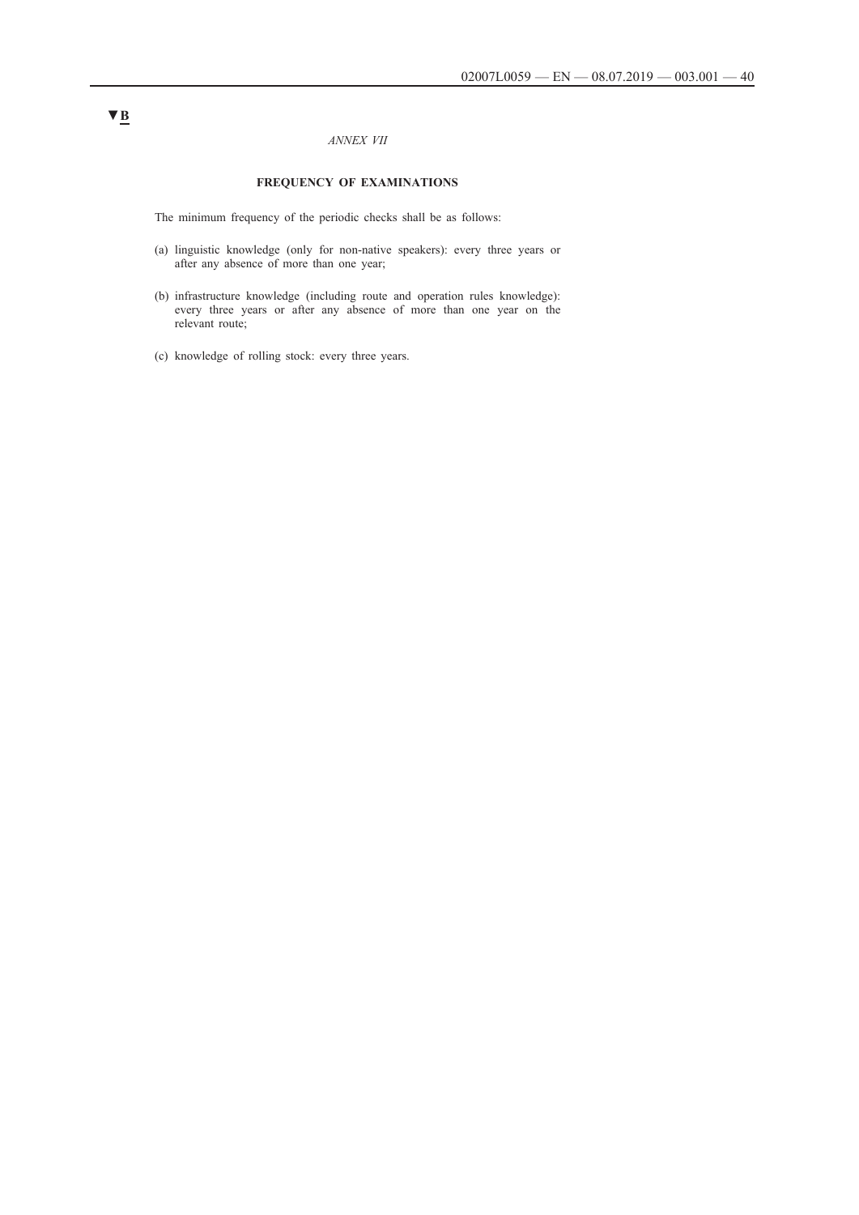▼B

*ANNEX VII*

**FREQUENCY OF EXAMINATIONS**

The minimum frequency of the periodic checks shall be as follows:

(a) linguistic knowledge (only for non-native speakers): every three years or after any absence of more than one year;

(b) infrastructure knowledge (including route and operation rules knowledge): every three years or after any absence of more than one year on the relevant route;

(c) knowledge of rolling stock: every three years.